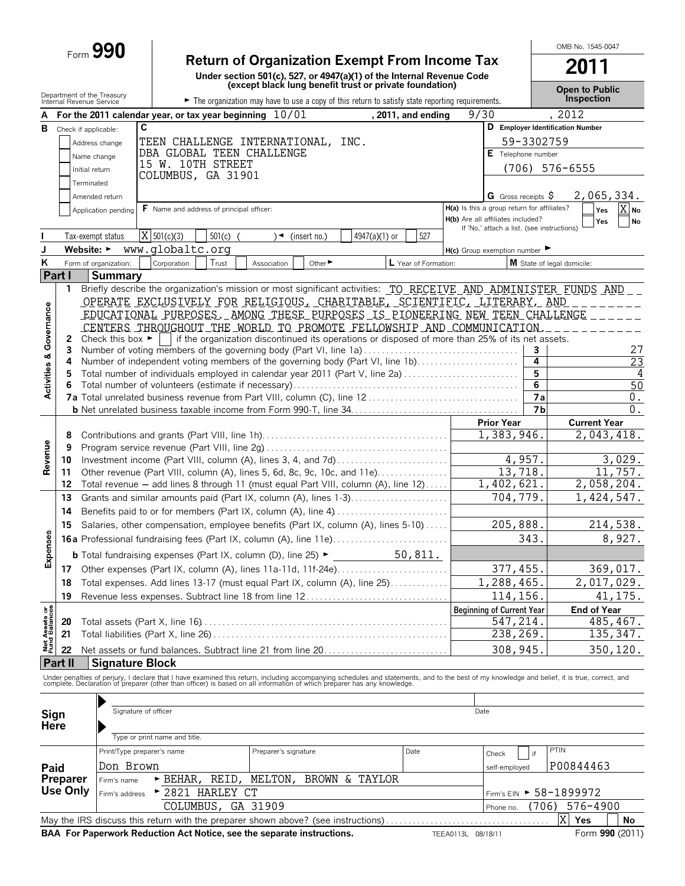Form **990**

# Return of Organization Exempt From Income Tax

**Under section 501(c), 527, or 4947(a)(1) of the Internal Revenue Code (except black lung benefit trust or private foundation)**

Department of the Treasury
Internal Revenue Service

► The organization may have to use a copy of this return to satisfy state reporting requirements.

OMB No. 1545-0047

**2011**

**Open to Public Inspection**

**A** For the 2011 calendar year, or tax year beginning 10/01 , 2011, and ending 9/30 , 2012

**B** Check if applicable:
- Address change
- Name change
- Initial return
- Terminated
- Amended return
- Application pending

**C** TEEN CHALLENGE INTERNATIONAL, INC.
DBA GLOBAL TEEN CHALLENGE
15 W. 10TH STREET
COLUMBUS, GA 31901

**D** Employer Identification Number: 59-3302759

**E** Telephone number: (706) 576-6555

**G** Gross receipts $ 2,065,334.

**F** Name and address of principal officer:

**H(a)** Is this a group return for affiliates? Yes [ ] No [X]
**H(b)** Are all affiliates included? Yes [ ] No [ ]
If 'No,' attach a list. (see instructions)

**I** Tax-exempt status [X] 501(c)(3) [ ] 501(c) ( ) ◄ (insert no.) [ ] 4947(a)(1) or [ ] 527

**J** Website: ► www.globaltc.org

**H(c)** Group exemption number ►

**K** Form of organization: [ ] Corporation [ ] Trust [ ] Association [ ] Other ► **L** Year of Formation: **M** State of legal domicile:

## Part I Summary

**Activities & Governance**

1 Briefly describe the organization's mission or most significant activities: TO RECEIVE AND ADMINISTER FUNDS AND OPERATE EXCLUSIVELY FOR RELIGIOUS, CHARITABLE, SCIENTIFIC, LITERARY, AND EDUCATIONAL PURPOSES. AMONG THESE PURPOSES IS PIONEERING NEW TEEN CHALLENGE CENTERS THROUGHOUT THE WORLD TO PROMOTE FELLOWSHIP AND COMMUNICATION.

2 Check this box ► [ ] if the organization discontinued its operations or disposed of more than 25% of its net assets.

| Line | Description | Box | Value |
|---|---|---|---|
| 3 | Number of voting members of the governing body (Part VI, line 1a) | 3 | 27 |
| 4 | Number of independent voting members of the governing body (Part VI, line 1b) | 4 | 23 |
| 5 | Total number of individuals employed in calendar year 2011 (Part V, line 2a) | 5 | 4 |
| 6 | Total number of volunteers (estimate if necessary) | 6 | 50 |
| 7a | Total unrelated business revenue from Part VIII, column (C), line 12 | 7a | 0. |
| b | Net unrelated business taxable income from Form 990-T, line 34 | 7b | 0. |

| | Line | Description | Prior Year | Current Year |
|---|---|---|---|---|
| Revenue | 8 | Contributions and grants (Part VIII, line 1h) | 1,383,946. | 2,043,418. |
| | 9 | Program service revenue (Part VIII, line 2g) | | |
| | 10 | Investment income (Part VIII, column (A), lines 3, 4, and 7d) | 4,957. | 3,029. |
| | 11 | Other revenue (Part VIII, column (A), lines 5, 6d, 8c, 9c, 10c, and 11e) | 13,718. | 11,757. |
| | 12 | Total revenue — add lines 8 through 11 (must equal Part VIII, column (A), line 12) | 1,402,621. | 2,058,204. |
| Expenses | 13 | Grants and similar amounts paid (Part IX, column (A), lines 1-3) | 704,779. | 1,424,547. |
| | 14 | Benefits paid to or for members (Part IX, column (A), line 4) | | |
| | 15 | Salaries, other compensation, employee benefits (Part IX, column (A), lines 5-10) | 205,888. | 214,538. |
| | 16a | Professional fundraising fees (Part IX, column (A), line 11e) | 343. | 8,927. |
| | b | Total fundraising expenses (Part IX, column (D), line 25) ► 50,811. | | |
| | 17 | Other expenses (Part IX, column (A), lines 11a-11d, 11f-24e) | 377,455. | 369,017. |
| | 18 | Total expenses. Add lines 13-17 (must equal Part IX, column (A), line 25) | 1,288,465. | 2,017,029. |
| | 19 | Revenue less expenses. Subtract line 18 from line 12 | 114,156. | 41,175. |

| | Line | Description | Beginning of Current Year | End of Year |
|---|---|---|---|---|
| Net Assets or Fund Balances | 20 | Total assets (Part X, line 16) | 547,214. | 485,467. |
| | 21 | Total liabilities (Part X, line 26) | 238,269. | 135,347. |
| | 22 | Net assets or fund balances. Subtract line 21 from line 20 | 308,945. | 350,120. |

## Part II Signature Block

Under penalties of perjury, I declare that I have examined this return, including accompanying schedules and statements, and to the best of my knowledge and belief, it is true, correct, and complete. Declaration of preparer (other than officer) is based on all information of which preparer has any knowledge.

**Sign Here**

Signature of officer ____________________ Date ____________

Type or print name and title.

**Paid Preparer Use Only**

| Print/Type preparer's name | Preparer's signature | Date | Check [ ] if self-employed | PTIN |
|---|---|---|---|---|
| Don Brown | | | | P00844463 |

Firm's name ► BEHAR, REID, MELTON, BROWN & TAYLOR
Firm's EIN ► 58-1899972
Firm's address ► 2821 HARLEY CT
COLUMBUS, GA 31909
Phone no. (706) 576-4900

May the IRS discuss this return with the preparer shown above? (see instructions) [X] Yes [ ] No

**BAA For Paperwork Reduction Act Notice, see the separate instructions.** TEEA0113L 08/18/11 Form **990** (2011)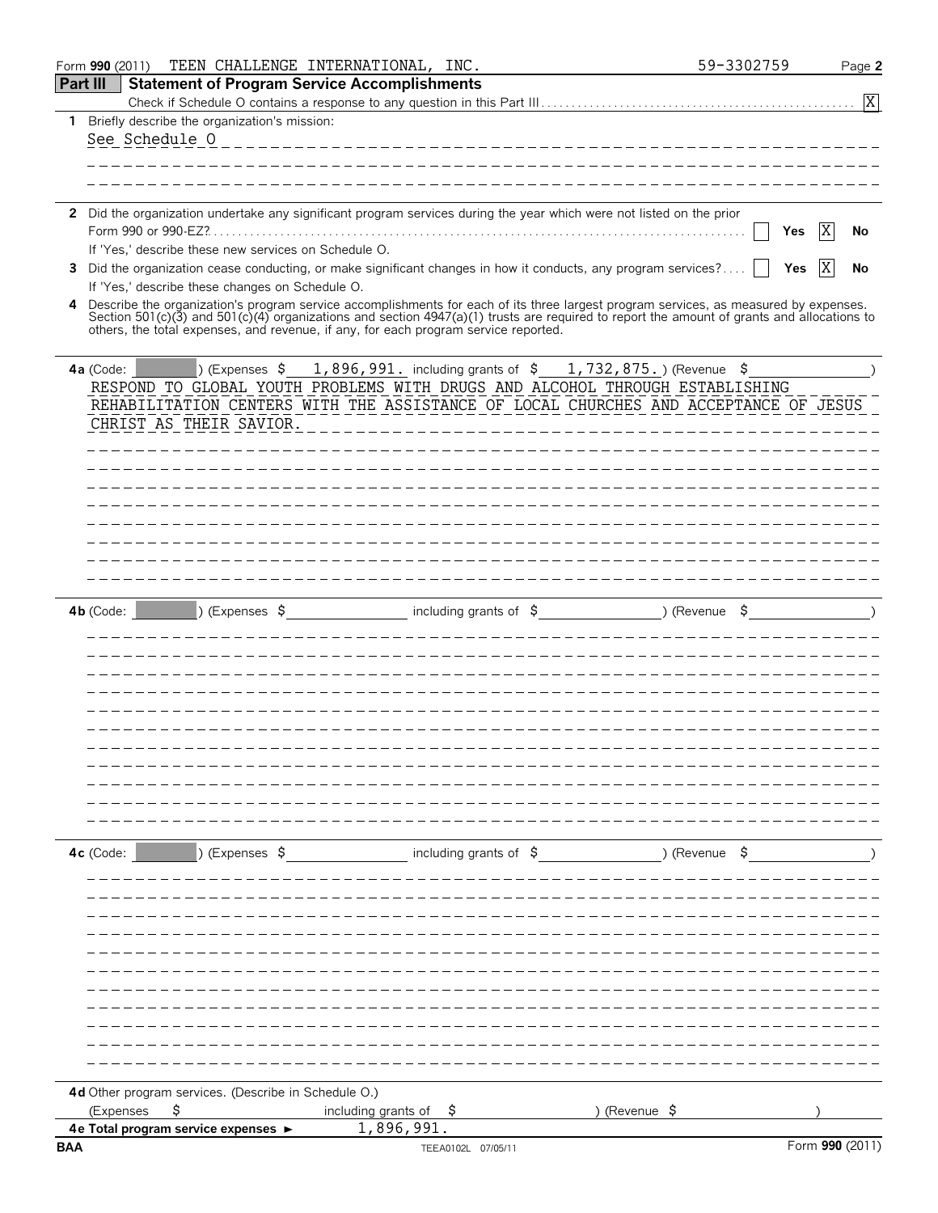Form **990** (2011) TEEN CHALLENGE INTERNATIONAL, INC. 59-3302759 Page **2**

## Part III Statement of Program Service Accomplishments

Check if Schedule O contains a response to any question in this Part III .......... [X]

**1** Briefly describe the organization's mission:

See Schedule O

**2** Did the organization undertake any significant program services during the year which were not listed on the prior Form 990 or 990-EZ? .......... [ ] Yes [X] No

If 'Yes,' describe these new services on Schedule O.

**3** Did the organization cease conducting, or make significant changes in how it conducts, any program services? .......... [ ] Yes [X] No

If 'Yes,' describe these changes on Schedule O.

**4** Describe the organization's program service accomplishments for each of its three largest program services, as measured by expenses. Section 501(c)(3) and 501(c)(4) organizations and section 4947(a)(1) trusts are required to report the amount of grants and allocations to others, the total expenses, and revenue, if any, for each program service reported.

**4a** (Code: ) (Expenses $ 1,896,991. including grants of $ 1,732,875. ) (Revenue $ )

RESPOND TO GLOBAL YOUTH PROBLEMS WITH DRUGS AND ALCOHOL THROUGH ESTABLISHING REHABILITATION CENTERS WITH THE ASSISTANCE OF LOCAL CHURCHES AND ACCEPTANCE OF JESUS CHRIST AS THEIR SAVIOR.

**4b** (Code: ) (Expenses $ including grants of $ ) (Revenue $ )

**4c** (Code: ) (Expenses $ including grants of $ ) (Revenue $ )

**4d** Other program services. (Describe in Schedule O.)

(Expenses $ including grants of $ ) (Revenue $ )

**4e Total program service expenses** ► 1,896,991.

BAA TEEA0102L 07/05/11 Form **990** (2011)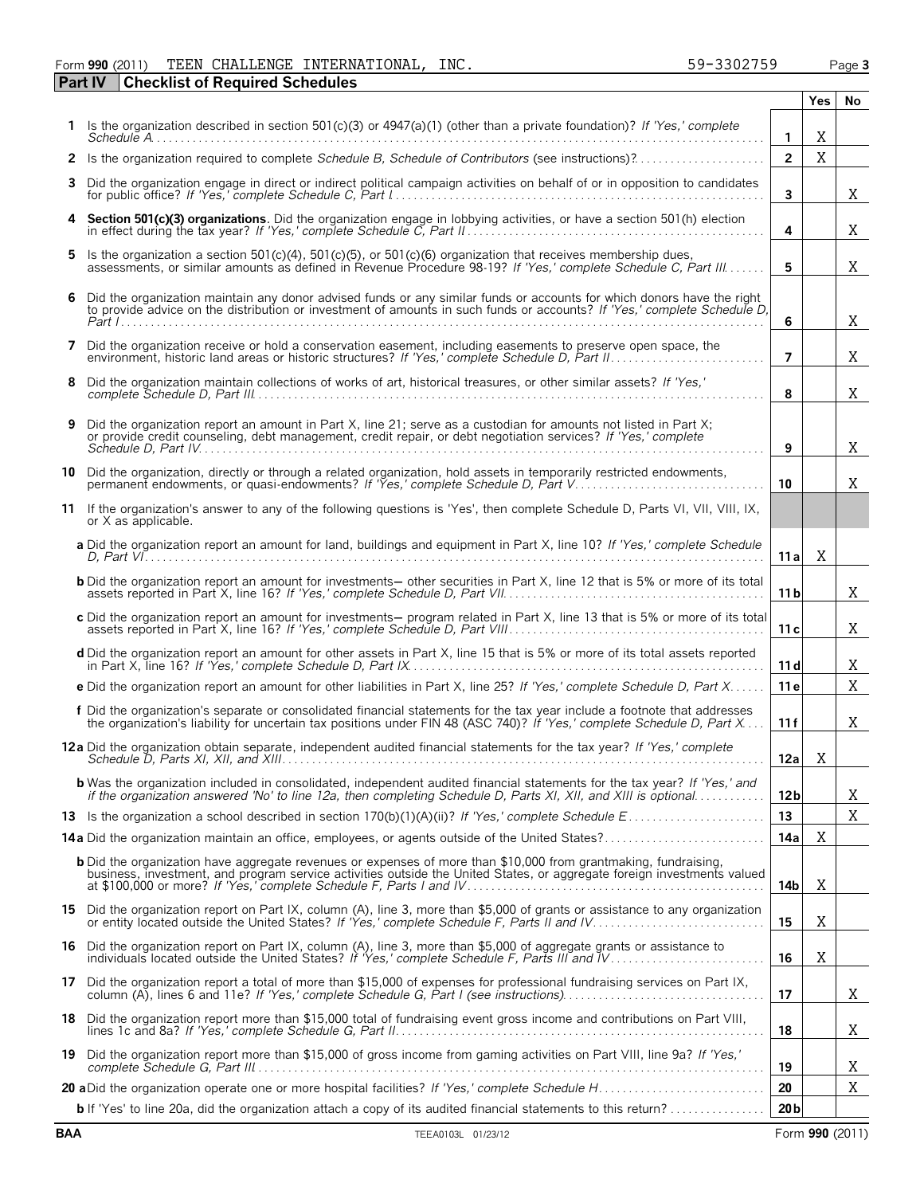Form **990** (2011) TEEN CHALLENGE INTERNATIONAL, INC. 59-3302759

## Part IV Checklist of Required Schedules

| | | | Yes | No |
|---|---|---|---|---|
| **1** | Is the organization described in section 501(c)(3) or 4947(a)(1) (other than a private foundation)? *If 'Yes,' complete Schedule A* | **1** | X | |
| **2** | Is the organization required to complete *Schedule B, Schedule of Contributors* (see instructions)? | **2** | X | |
| **3** | Did the organization engage in direct or indirect political campaign activities on behalf of or in opposition to candidates for public office? *If 'Yes,' complete Schedule C, Part I* | **3** | | X |
| **4** | **Section 501(c)(3) organizations**. Did the organization engage in lobbying activities, or have a section 501(h) election in effect during the tax year? *If 'Yes,' complete Schedule C, Part II* | **4** | | X |
| **5** | Is the organization a section 501(c)(4), 501(c)(5), or 501(c)(6) organization that receives membership dues, assessments, or similar amounts as defined in Revenue Procedure 98-19? *If 'Yes,' complete Schedule C, Part III* | **5** | | X |
| **6** | Did the organization maintain any donor advised funds or any similar funds or accounts for which donors have the right to provide advice on the distribution or investment of amounts in such funds or accounts? *If 'Yes,' complete Schedule D, Part I* | **6** | | X |
| **7** | Did the organization receive or hold a conservation easement, including easements to preserve open space, the environment, historic land areas or historic structures? *If 'Yes,' complete Schedule D, Part II* | **7** | | X |
| **8** | Did the organization maintain collections of works of art, historical treasures, or other similar assets? *If 'Yes,' complete Schedule D, Part III* | **8** | | X |
| **9** | Did the organization report an amount in Part X, line 21; serve as a custodian for amounts not listed in Part X; or provide credit counseling, debt management, credit repair, or debt negotiation services? *If 'Yes,' complete Schedule D, Part IV* | **9** | | X |
| **10** | Did the organization, directly or through a related organization, hold assets in temporarily restricted endowments, permanent endowments, or quasi-endowments? *If 'Yes,' complete Schedule D, Part V* | **10** | | X |
| **11** | If the organization's answer to any of the following questions is 'Yes', then complete Schedule D, Parts VI, VII, VIII, IX, or X as applicable. | | | |
| | **a** Did the organization report an amount for land, buildings and equipment in Part X, line 10? *If 'Yes,' complete Schedule D, Part VI* | **11a** | X | |
| | **b** Did the organization report an amount for investments— other securities in Part X, line 12 that is 5% or more of its total assets reported in Part X, line 16? *If 'Yes,' complete Schedule D, Part VII* | **11b** | | X |
| | **c** Did the organization report an amount for investments— program related in Part X, line 13 that is 5% or more of its total assets reported in Part X, line 16? *If 'Yes,' complete Schedule D, Part VIII* | **11c** | | X |
| | **d** Did the organization report an amount for other assets in Part X, line 15 that is 5% or more of its total assets reported in Part X, line 16? *If 'Yes,' complete Schedule D, Part IX* | **11d** | | X |
| | **e** Did the organization report an amount for other liabilities in Part X, line 25? *If 'Yes,' complete Schedule D, Part X* | **11e** | | X |
| | **f** Did the organization's separate or consolidated financial statements for the tax year include a footnote that addresses the organization's liability for uncertain tax positions under FIN 48 (ASC 740)? *If 'Yes,' complete Schedule D, Part X* | **11f** | | X |
| **12a** | Did the organization obtain separate, independent audited financial statements for the tax year? *If 'Yes,' complete Schedule D, Parts XI, XII, and XIII* | **12a** | X | |
| | **b** Was the organization included in consolidated, independent audited financial statements for the tax year? *If 'Yes,' and if the organization answered 'No' to line 12a, then completing Schedule D, Parts XI, XII, and XIII is optional* | **12b** | | X |
| **13** | Is the organization a school described in section 170(b)(1)(A)(ii)? *If 'Yes,' complete Schedule E* | **13** | | X |
| **14a** | Did the organization maintain an office, employees, or agents outside of the United States? | **14a** | X | |
| | **b** Did the organization have aggregate revenues or expenses of more than $10,000 from grantmaking, fundraising, business, investment, and program service activities outside the United States, or aggregate foreign investments valued at $100,000 or more? *If 'Yes,' complete Schedule F, Parts I and IV* | **14b** | X | |
| **15** | Did the organization report on Part IX, column (A), line 3, more than $5,000 of grants or assistance to any organization or entity located outside the United States? *If 'Yes,' complete Schedule F, Parts II and IV* | **15** | X | |
| **16** | Did the organization report on Part IX, column (A), line 3, more than $5,000 of aggregate grants or assistance to individuals located outside the United States? *If 'Yes,' complete Schedule F, Parts III and IV* | **16** | X | |
| **17** | Did the organization report a total of more than $15,000 of expenses for professional fundraising services on Part IX, column (A), lines 6 and 11e? *If 'Yes,' complete Schedule G, Part I (see instructions)* | **17** | | X |
| **18** | Did the organization report more than $15,000 total of fundraising event gross income and contributions on Part VIII, lines 1c and 8a? *If 'Yes,' complete Schedule G, Part II* | **18** | | X |
| **19** | Did the organization report more than $15,000 of gross income from gaming activities on Part VIII, line 9a? *If 'Yes,' complete Schedule G, Part III* | **19** | | X |
| **20a** | Did the organization operate one or more hospital facilities? *If 'Yes,' complete Schedule H* | **20** | | X |
| | **b** If 'Yes' to line 20a, did the organization attach a copy of its audited financial statements to this return? | **20b** | | |

BAA TEEA0103L 01/23/12 Form **990** (2011)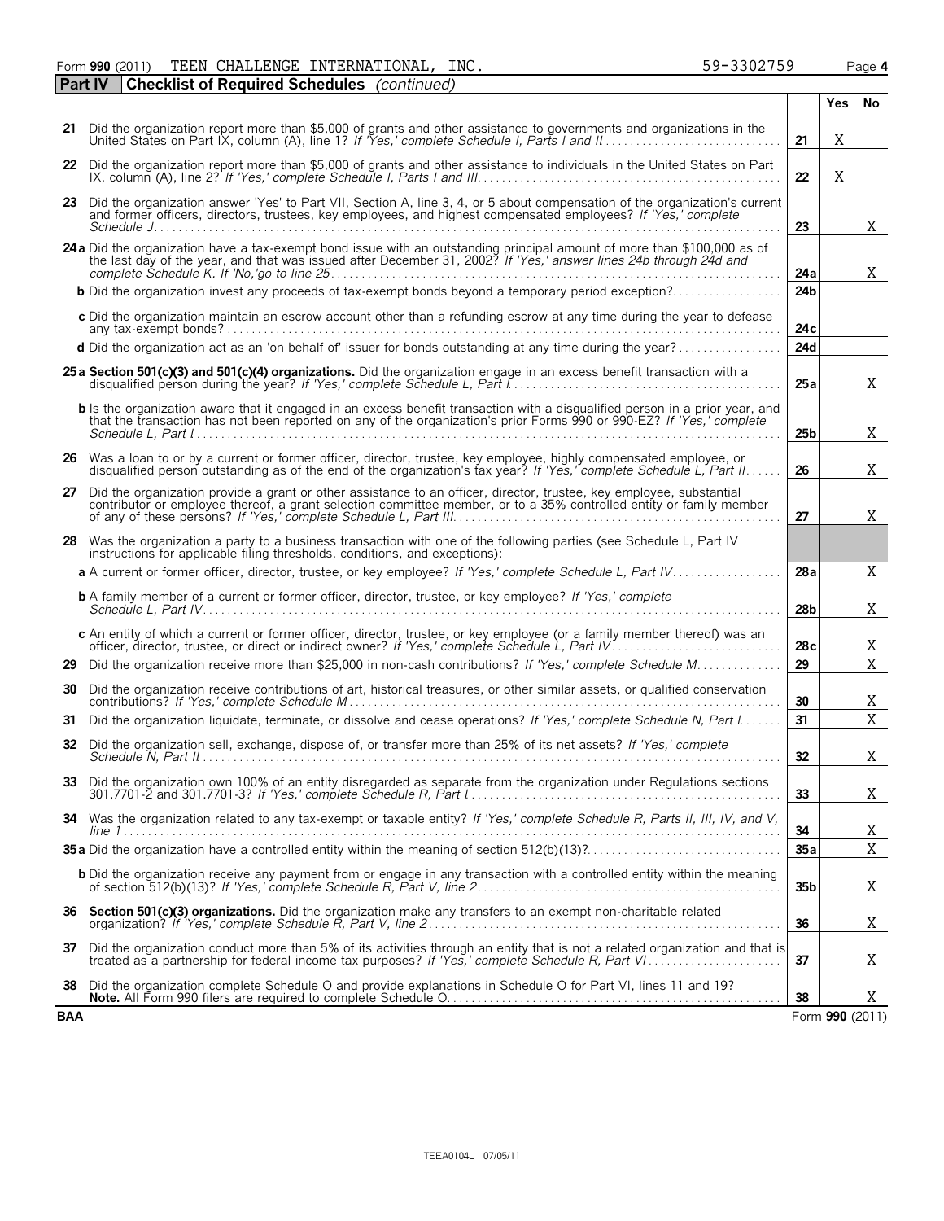Form **990** (2011) TEEN CHALLENGE INTERNATIONAL, INC. 59-3302759 Page **4**

**Part IV** **Checklist of Required Schedules** *(continued)*

| | | | Yes | No |
|---|---|---|---|---|
| **21** | Did the organization report more than $5,000 of grants and other assistance to governments and organizations in the United States on Part IX, column (A), line 1? *If 'Yes,' complete Schedule I, Parts I and II* | **21** | X | |
| **22** | Did the organization report more than $5,000 of grants and other assistance to individuals in the United States on Part IX, column (A), line 2? *If 'Yes,' complete Schedule I, Parts I and III* | **22** | X | |
| **23** | Did the organization answer 'Yes' to Part VII, Section A, line 3, 4, or 5 about compensation of the organization's current and former officers, directors, trustees, key employees, and highest compensated employees? *If 'Yes,' complete Schedule J* | **23** | | X |
| **24a** | Did the organization have a tax-exempt bond issue with an outstanding principal amount of more than $100,000 as of the last day of the year, and that was issued after December 31, 2002? *If 'Yes,' answer lines 24b through 24d and complete Schedule K. If 'No,'go to line 25* | **24a** | | X |
| **b** | Did the organization invest any proceeds of tax-exempt bonds beyond a temporary period exception? | **24b** | | |
| **c** | Did the organization maintain an escrow account other than a refunding escrow at any time during the year to defease any tax-exempt bonds? | **24c** | | |
| **d** | Did the organization act as an 'on behalf of' issuer for bonds outstanding at any time during the year? | **24d** | | |
| **25a** | **Section 501(c)(3) and 501(c)(4) organizations.** Did the organization engage in an excess benefit transaction with a disqualified person during the year? *If 'Yes,' complete Schedule L, Part I* | **25a** | | X |
| **b** | Is the organization aware that it engaged in an excess benefit transaction with a disqualified person in a prior year, and that the transaction has not been reported on any of the organization's prior Forms 990 or 990-EZ? *If 'Yes,' complete Schedule L, Part I* | **25b** | | X |
| **26** | Was a loan to or by a current or former officer, director, trustee, key employee, highly compensated employee, or disqualified person outstanding as of the end of the organization's tax year? *If 'Yes,' complete Schedule L, Part II* | **26** | | X |
| **27** | Did the organization provide a grant or other assistance to an officer, director, trustee, key employee, substantial contributor or employee thereof, a grant selection committee member, or to a 35% controlled entity or family member of any of these persons? *If 'Yes,' complete Schedule L, Part III* | **27** | | X |
| **28** | Was the organization a party to a business transaction with one of the following parties (see Schedule L, Part IV instructions for applicable filing thresholds, conditions, and exceptions): | | | |
| **a** | A current or former officer, director, trustee, or key employee? *If 'Yes,' complete Schedule L, Part IV* | **28a** | | X |
| **b** | A family member of a current or former officer, director, trustee, or key employee? *If 'Yes,' complete Schedule L, Part IV* | **28b** | | X |
| **c** | An entity of which a current or former officer, director, trustee, or key employee (or a family member thereof) was an officer, director, trustee, or direct or indirect owner? *If 'Yes,' complete Schedule L, Part IV* | **28c** | | X |
| **29** | Did the organization receive more than $25,000 in non-cash contributions? *If 'Yes,' complete Schedule M* | **29** | | X |
| **30** | Did the organization receive contributions of art, historical treasures, or other similar assets, or qualified conservation contributions? *If 'Yes,' complete Schedule M* | **30** | | X |
| **31** | Did the organization liquidate, terminate, or dissolve and cease operations? *If 'Yes,' complete Schedule N, Part I* | **31** | | X |
| **32** | Did the organization sell, exchange, dispose of, or transfer more than 25% of its net assets? *If 'Yes,' complete Schedule N, Part II* | **32** | | X |
| **33** | Did the organization own 100% of an entity disregarded as separate from the organization under Regulations sections 301.7701-2 and 301.7701-3? *If 'Yes,' complete Schedule R, Part I* | **33** | | X |
| **34** | Was the organization related to any tax-exempt or taxable entity? *If 'Yes,' complete Schedule R, Parts II, III, IV, and V, line 1* | **34** | | X |
| **35a** | Did the organization have a controlled entity within the meaning of section 512(b)(13)? | **35a** | | X |
| **b** | Did the organization receive any payment from or engage in any transaction with a controlled entity within the meaning of section 512(b)(13)? *If 'Yes,' complete Schedule R, Part V, line 2* | **35b** | | X |
| **36** | **Section 501(c)(3) organizations.** Did the organization make any transfers to an exempt non-charitable related organization? *If 'Yes,' complete Schedule R, Part V, line 2* | **36** | | X |
| **37** | Did the organization conduct more than 5% of its activities through an entity that is not a related organization and that is treated as a partnership for federal income tax purposes? *If 'Yes,' complete Schedule R, Part VI* | **37** | | X |
| **38** | Did the organization complete Schedule O and provide explanations in Schedule O for Part VI, lines 11 and 19? **Note.** All Form 990 filers are required to complete Schedule O. | **38** | | X |

**BAA** Form **990** (2011)

TEEA0104L 07/05/11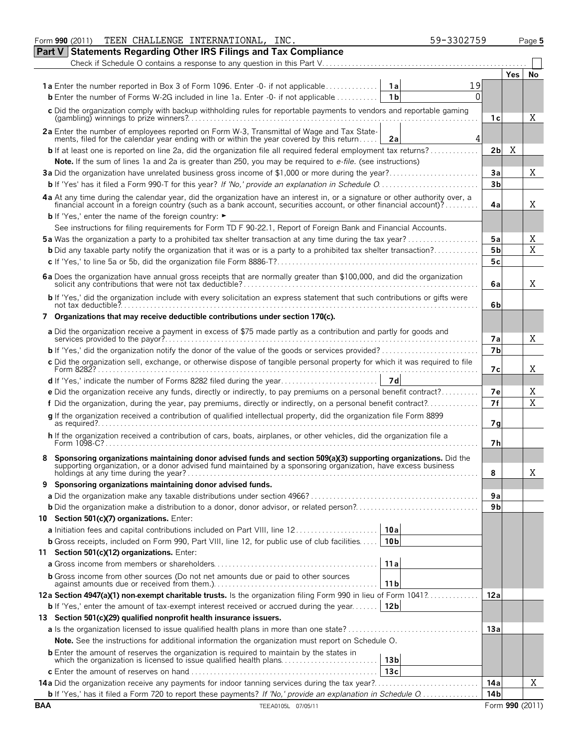Form **990** (2011) TEEN CHALLENGE INTERNATIONAL, INC. 59-3302759 Page **5**

## Part V Statements Regarding Other IRS Filings and Tax Compliance

Check if Schedule O contains a response to any question in this Part V ☐

| | | | | Yes | No |
|---|---|---|---|---|---|
| **1a** Enter the number reported in Box 3 of Form 1096. Enter -0- if not applicable | 1a | 19 | | | |
| **b** Enter the number of Forms W-2G included in line 1a. Enter -0- if not applicable | 1b | 0 | | | |
| **c** Did the organization comply with backup withholding rules for reportable payments to vendors and reportable gaming (gambling) winnings to prize winners? | | | 1c | | X |
| **2a** Enter the number of employees reported on Form W-3, Transmittal of Wage and Tax Statements, filed for the calendar year ending with or within the year covered by this return | 2a | 4 | | | |
| **b** If at least one is reported on line 2a, did the organization file all required federal employment tax returns? | | | 2b | X | |
| **Note.** If the sum of lines 1a and 2a is greater than 250, you may be required to *e-file*. (see instructions) | | | | | |
| **3a** Did the organization have unrelated business gross income of $1,000 or more during the year? | | | 3a | | X |
| **b** If 'Yes' has it filed a Form 990-T for this year? *If 'No,' provide an explanation in Schedule O* | | | 3b | | |
| **4a** At any time during the calendar year, did the organization have an interest in, or a signature or other authority over, a financial account in a foreign country (such as a bank account, securities account, or other financial account)? | | | 4a | | X |
| **b** If 'Yes,' enter the name of the foreign country: ► | | | | | |
| See instructions for filing requirements for Form TD F 90-22.1, Report of Foreign Bank and Financial Accounts. | | | | | |
| **5a** Was the organization a party to a prohibited tax shelter transaction at any time during the tax year? | | | 5a | | X |
| **b** Did any taxable party notify the organization that it was or is a party to a prohibited tax shelter transaction? | | | 5b | | X |
| **c** If 'Yes,' to line 5a or 5b, did the organization file Form 8886-T? | | | 5c | | |
| **6a** Does the organization have annual gross receipts that are normally greater than $100,000, and did the organization solicit any contributions that were not tax deductible? | | | 6a | | X |
| **b** If 'Yes,' did the organization include with every solicitation an express statement that such contributions or gifts were not tax deductible? | | | 6b | | |
| **7 Organizations that may receive deductible contributions under section 170(c).** | | | | | |
| **a** Did the organization receive a payment in excess of $75 made partly as a contribution and partly for goods and services provided to the payor? | | | 7a | | X |
| **b** If 'Yes,' did the organization notify the donor of the value of the goods or services provided? | | | 7b | | |
| **c** Did the organization sell, exchange, or otherwise dispose of tangible personal property for which it was required to file Form 8282? | | | 7c | | X |
| **d** If 'Yes,' indicate the number of Forms 8282 filed during the year | 7d | | | | |
| **e** Did the organization receive any funds, directly or indirectly, to pay premiums on a personal benefit contract? | | | 7e | | X |
| **f** Did the organization, during the year, pay premiums, directly or indirectly, on a personal benefit contract? | | | 7f | | X |
| **g** If the organization received a contribution of qualified intellectual property, did the organization file Form 8899 as required? | | | 7g | | |
| **h** If the organization received a contribution of cars, boats, airplanes, or other vehicles, did the organization file a Form 1098-C? | | | 7h | | |
| **8 Sponsoring organizations maintaining donor advised funds and section 509(a)(3) supporting organizations.** Did the supporting organization, or a donor advised fund maintained by a sponsoring organization, have excess business holdings at any time during the year? | | | 8 | | X |
| **9 Sponsoring organizations maintaining donor advised funds.** | | | | | |
| **a** Did the organization make any taxable distributions under section 4966? | | | 9a | | |
| **b** Did the organization make a distribution to a donor, donor advisor, or related person? | | | 9b | | |
| **10 Section 501(c)(7) organizations.** Enter: | | | | | |
| **a** Initiation fees and capital contributions included on Part VIII, line 12 | 10a | | | | |
| **b** Gross receipts, included on Form 990, Part VIII, line 12, for public use of club facilities | 10b | | | | |
| **11 Section 501(c)(12) organizations.** Enter: | | | | | |
| **a** Gross income from members or shareholders | 11a | | | | |
| **b** Gross income from other sources (Do not net amounts due or paid to other sources against amounts due or received from them.) | 11b | | | | |
| **12a Section 4947(a)(1) non-exempt charitable trusts.** Is the organization filing Form 990 in lieu of Form 1041? | | | 12a | | |
| **b** If 'Yes,' enter the amount of tax-exempt interest received or accrued during the year | 12b | | | | |
| **13 Section 501(c)(29) qualified nonprofit health insurance issuers.** | | | | | |
| **a** Is the organization licensed to issue qualified health plans in more than one state? | | | 13a | | |
| **Note.** See the instructions for additional information the organization must report on Schedule O. | | | | | |
| **b** Enter the amount of reserves the organization is required to maintain by the states in which the organization is licensed to issue qualified health plans | 13b | | | | |
| **c** Enter the amount of reserves on hand | 13c | | | | |
| **14a** Did the organization receive any payments for indoor tanning services during the tax year? | | | 14a | | X |
| **b** If 'Yes,' has it filed a Form 720 to report these payments? *If 'No,' provide an explanation in Schedule O* | | | 14b | | |

BAA TEEA0105L 07/05/11 Form **990** (2011)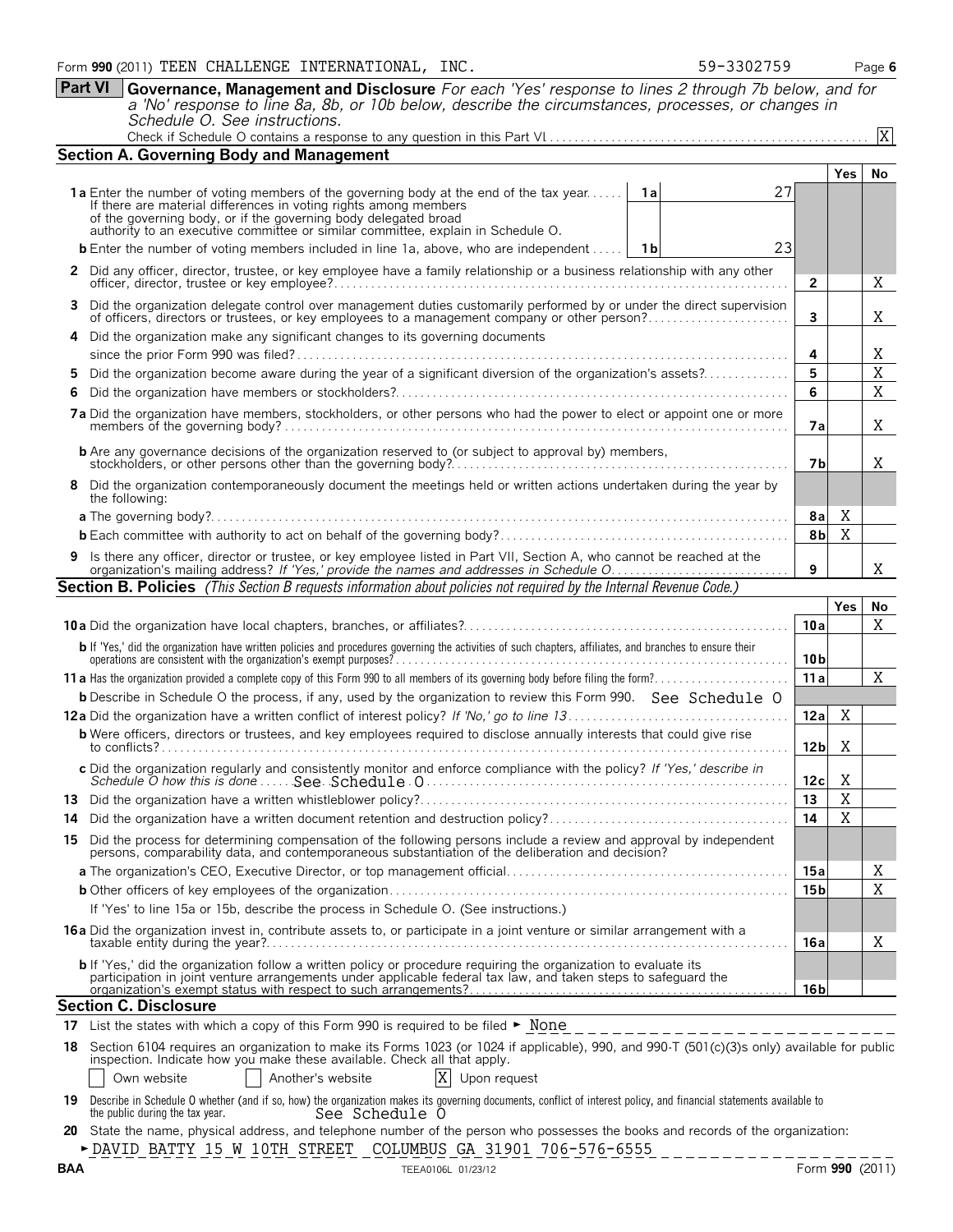Form **990** (2011) TEEN CHALLENGE INTERNATIONAL, INC. 59-3302759 Page **6**

## Part VI Governance, Management and Disclosure

*For each 'Yes' response to lines 2 through 7b below, and for a 'No' response to line 8a, 8b, or 10b below, describe the circumstances, processes, or changes in Schedule O. See instructions.*

Check if Schedule O contains a response to any question in this Part VI . . . . . [X]

### Section A. Governing Body and Management

| | | | Yes | No |
|---|---|---|---|---|
| **1a** Enter the number of voting members of the governing body at the end of the tax year. If there are material differences in voting rights among members of the governing body, or if the governing body delegated broad authority to an executive committee or similar committee, explain in Schedule O. | 1a 27 | | | |
| **b** Enter the number of voting members included in line 1a, above, who are independent | 1b 23 | | | |
| **2** Did any officer, director, trustee, or key employee have a family relationship or a business relationship with any other officer, director, trustee or key employee? | | 2 | | X |
| **3** Did the organization delegate control over management duties customarily performed by or under the direct supervision of officers, directors or trustees, or key employees to a management company or other person? | | 3 | | X |
| **4** Did the organization make any significant changes to its governing documents since the prior Form 990 was filed? | | 4 | | X |
| **5** Did the organization become aware during the year of a significant diversion of the organization's assets? | | 5 | | X |
| **6** Did the organization have members or stockholders? | | 6 | | X |
| **7a** Did the organization have members, stockholders, or other persons who had the power to elect or appoint one or more members of the governing body? | | 7a | | X |
| **b** Are any governance decisions of the organization reserved to (or subject to approval by) members, stockholders, or other persons other than the governing body? | | 7b | | X |
| **8** Did the organization contemporaneously document the meetings held or written actions undertaken during the year by the following: | | | | |
| **a** The governing body? | | 8a | X | |
| **b** Each committee with authority to act on behalf of the governing body? | | 8b | X | |
| **9** Is there any officer, director or trustee, or key employee listed in Part VII, Section A, who cannot be reached at the organization's mailing address? *If 'Yes,' provide the names and addresses in Schedule O* | | 9 | | X |

### Section B. Policies *(This Section B requests information about policies not required by the Internal Revenue Code.)*

| | | Yes | No |
|---|---|---|---|
| **10a** Did the organization have local chapters, branches, or affiliates? | 10a | | X |
| **b** If 'Yes,' did the organization have written policies and procedures governing the activities of such chapters, affiliates, and branches to ensure their operations are consistent with the organization's exempt purposes? | 10b | | |
| **11a** Has the organization provided a complete copy of this Form 990 to all members of its governing body before filing the form? | 11a | | X |
| **b** Describe in Schedule O the process, if any, used by the organization to review this Form 990. See Schedule O | | | |
| **12a** Did the organization have a written conflict of interest policy? *If 'No,' go to line 13* | 12a | X | |
| **b** Were officers, directors or trustees, and key employees required to disclose annually interests that could give rise to conflicts? | 12b | X | |
| **c** Did the organization regularly and consistently monitor and enforce compliance with the policy? *If 'Yes,' describe in Schedule O how this is done* See Schedule O | 12c | X | |
| **13** Did the organization have a written whistleblower policy? | 13 | X | |
| **14** Did the organization have a written document retention and destruction policy? | 14 | X | |
| **15** Did the process for determining compensation of the following persons include a review and approval by independent persons, comparability data, and contemporaneous substantiation of the deliberation and decision? | | | |
| **a** The organization's CEO, Executive Director, or top management official | 15a | | X |
| **b** Other officers of key employees of the organization | 15b | | X |
| If 'Yes' to line 15a or 15b, describe the process in Schedule O. (See instructions.) | | | |
| **16a** Did the organization invest in, contribute assets to, or participate in a joint venture or similar arrangement with a taxable entity during the year? | 16a | | X |
| **b** If 'Yes,' did the organization follow a written policy or procedure requiring the organization to evaluate its participation in joint venture arrangements under applicable federal tax law, and taken steps to safeguard the organization's exempt status with respect to such arrangements? | 16b | | |

### Section C. Disclosure

**17** List the states with which a copy of this Form 990 is required to be filed ► None

**18** Section 6104 requires an organization to make its Forms 1023 (or 1024 if applicable), 990, and 990-T (501(c)(3)s only) available for public inspection. Indicate how you make these available. Check all that apply.

[ ] Own website [ ] Another's website [X] Upon request

**19** Describe in Schedule O whether (and if so, how) the organization makes its governing documents, conflict of interest policy, and financial statements available to the public during the tax year. See Schedule O

**20** State the name, physical address, and telephone number of the person who possesses the books and records of the organization:

► DAVID BATTY 15 W 10TH STREET COLUMBUS GA 31901 706-576-6555

BAA TEEA0106L 01/23/12 Form **990** (2011)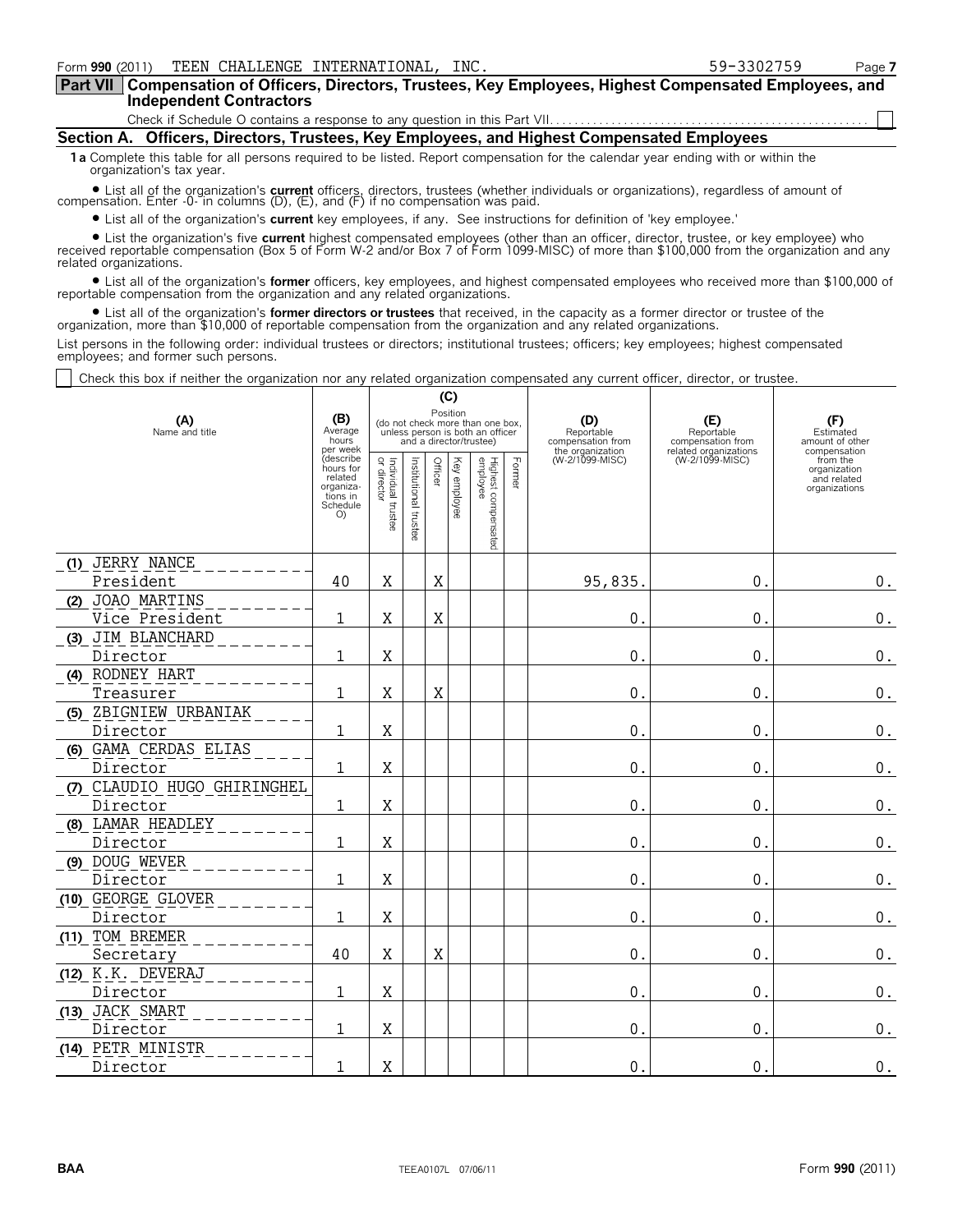Form **990** (2011) TEEN CHALLENGE INTERNATIONAL, INC. 59-3302759

## Part VII Compensation of Officers, Directors, Trustees, Key Employees, Highest Compensated Employees, and Independent Contractors

Check if Schedule O contains a response to any question in this Part VII. ☐

### Section A. Officers, Directors, Trustees, Key Employees, and Highest Compensated Employees

**1a** Complete this table for all persons required to be listed. Report compensation for the calendar year ending with or within the organization's tax year.

- List all of the organization's **current** officers, directors, trustees (whether individuals or organizations), regardless of amount of compensation. Enter -0- in columns (D), (E), and (F) if no compensation was paid.
- List all of the organization's **current** key employees, if any. See instructions for definition of 'key employee.'
- List the organization's five **current** highest compensated employees (other than an officer, director, trustee, or key employee) who received reportable compensation (Box 5 of Form W-2 and/or Box 7 of Form 1099-MISC) of more than $100,000 from the organization and any related organizations.
- List all of the organization's **former** officers, key employees, and highest compensated employees who received more than $100,000 of reportable compensation from the organization and any related organizations.
- List all of the organization's **former directors or trustees** that received, in the capacity as a former director or trustee of the organization, more than $10,000 of reportable compensation from the organization and any related organizations.

List persons in the following order: individual trustees or directors; institutional trustees; officers; key employees; highest compensated employees; and former such persons.

☐ Check this box if neither the organization nor any related organization compensated any current officer, director, or trustee.

| (A) Name and title | (B) Average hours per week (describe hours for related organizations in Schedule O) | (C) Position (do not check more than one box, unless person is both an officer and a director/trustee) | | | | | | (D) Reportable compensation from the organization (W-2/1099-MISC) | (E) Reportable compensation from related organizations (W-2/1099-MISC) | (F) Estimated amount of other compensation from the organization and related organizations |
|---|---|---|---|---|---|---|---|---|---|---|
| | | Individual trustee or director | Institutional trustee | Officer | Key employee | Highest compensated employee | Former | | | |
| (1) JERRY NANCE<br>President | 40 | X | | X | | | | 95,835. | 0. | 0. |
| (2) JOAO MARTINS<br>Vice President | 1 | X | | X | | | | 0. | 0. | 0. |
| (3) JIM BLANCHARD<br>Director | 1 | X | | | | | | 0. | 0. | 0. |
| (4) RODNEY HART<br>Treasurer | 1 | X | | X | | | | 0. | 0. | 0. |
| (5) ZBIGNIEW URBANIAK<br>Director | 1 | X | | | | | | 0. | 0. | 0. |
| (6) GAMA CERDAS ELIAS<br>Director | 1 | X | | | | | | 0. | 0. | 0. |
| (7) CLAUDIO HUGO GHIRINGHEL<br>Director | 1 | X | | | | | | 0. | 0. | 0. |
| (8) LAMAR HEADLEY<br>Director | 1 | X | | | | | | 0. | 0. | 0. |
| (9) DOUG WEVER<br>Director | 1 | X | | | | | | 0. | 0. | 0. |
| (10) GEORGE GLOVER<br>Director | 1 | X | | | | | | 0. | 0. | 0. |
| (11) TOM BREMER<br>Secretary | 40 | X | | X | | | | 0. | 0. | 0. |
| (12) K.K. DEVERAJ<br>Director | 1 | X | | | | | | 0. | 0. | 0. |
| (13) JACK SMART<br>Director | 1 | X | | | | | | 0. | 0. | 0. |
| (14) PETR MINISTR<br>Director | 1 | X | | | | | | 0. | 0. | 0. |

BAA TEEA0107L 07/06/11 Form **990** (2011)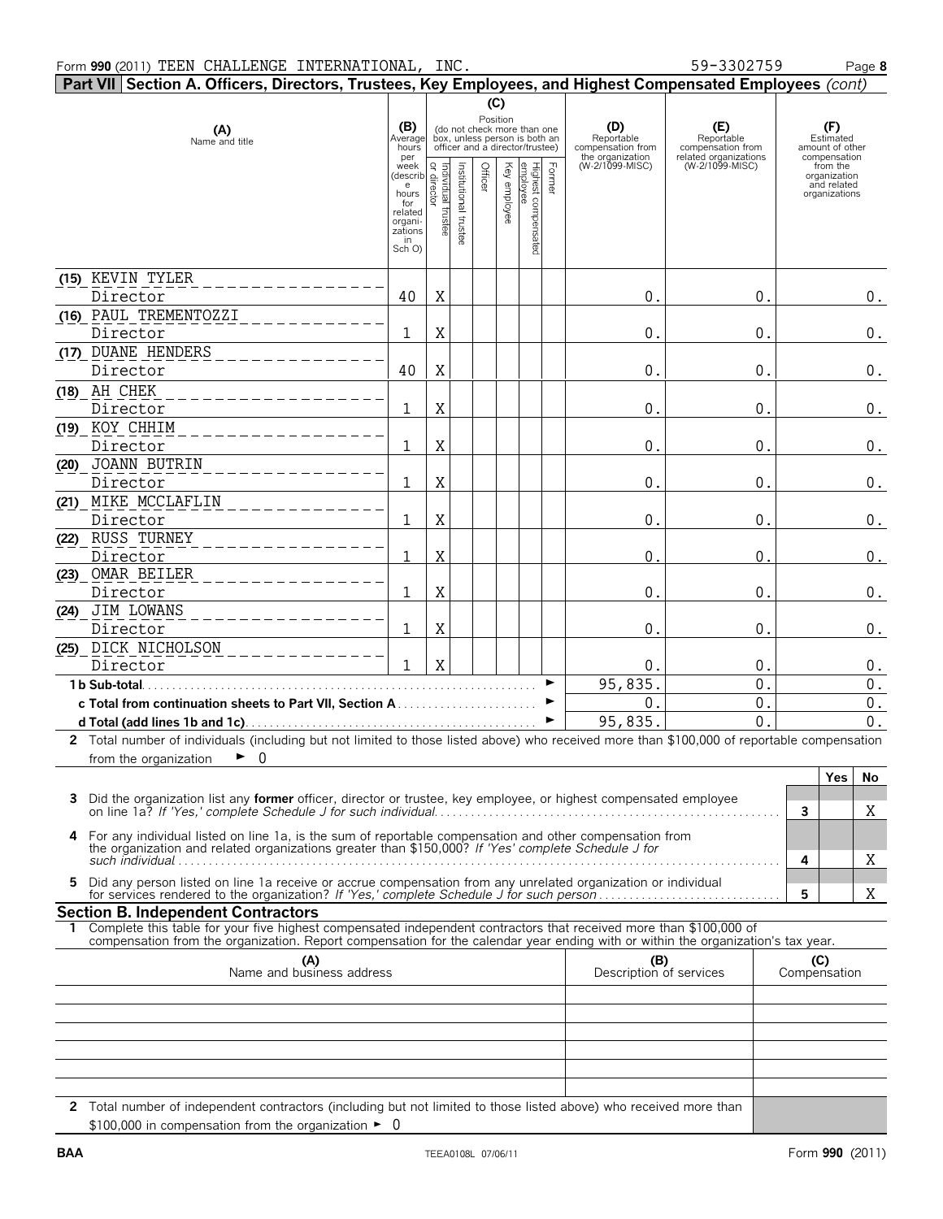Form **990** (2011) TEEN CHALLENGE INTERNATIONAL, INC. 59-3302759 Page **8**

## Part VII Section A. Officers, Directors, Trustees, Key Employees, and Highest Compensated Employees *(cont)*

| (A) Name and title | (B) Average hours per week (describe hours for related organizations in Sch O) | (C) Position: Individual trustee or director | Institutional trustee | Officer | Key employee | Highest compensated employee | Former | (D) Reportable compensation from the organization (W-2/1099-MISC) | (E) Reportable compensation from related organizations (W-2/1099-MISC) | (F) Estimated amount of other compensation from the organization and related organizations |
|---|---|---|---|---|---|---|---|---|---|---|
| (15) KEVIN TYLER<br>Director | 40 | X | | | | | | 0. | 0. | 0. |
| (16) PAUL TREMENTOZZI<br>Director | 1 | X | | | | | | 0. | 0. | 0. |
| (17) DUANE HENDERS<br>Director | 40 | X | | | | | | 0. | 0. | 0. |
| (18) AH CHEK<br>Director | 1 | X | | | | | | 0. | 0. | 0. |
| (19) KOY CHHIM<br>Director | 1 | X | | | | | | 0. | 0. | 0. |
| (20) JOANN BUTRIN<br>Director | 1 | X | | | | | | 0. | 0. | 0. |
| (21) MIKE MCCLAFLIN<br>Director | 1 | X | | | | | | 0. | 0. | 0. |
| (22) RUSS TURNEY<br>Director | 1 | X | | | | | | 0. | 0. | 0. |
| (23) OMAR BEILER<br>Director | 1 | X | | | | | | 0. | 0. | 0. |
| (24) JIM LOWANS<br>Director | 1 | X | | | | | | 0. | 0. | 0. |
| (25) DICK NICHOLSON<br>Director | 1 | X | | | | | | 0. | 0. | 0. |
| **1b Sub-total** | | | | | | | | 95,835. | 0. | 0. |
| **c Total from continuation sheets to Part VII, Section A** | | | | | | | | 0. | 0. | 0. |
| **d Total (add lines 1b and 1c)** | | | | | | | | 95,835. | 0. | 0. |

**2** Total number of individuals (including but not limited to those listed above) who received more than $100,000 of reportable compensation from the organization ► 0

| | | Yes | No |
|---|---|---|---|
| **3** Did the organization list any **former** officer, director or trustee, key employee, or highest compensated employee on line 1a? *If 'Yes,' complete Schedule J for such individual* | 3 | | X |
| **4** For any individual listed on line 1a, is the sum of reportable compensation and other compensation from the organization and related organizations greater than $150,000? *If 'Yes' complete Schedule J for such individual* | 4 | | X |
| **5** Did any person listed on line 1a receive or accrue compensation from any unrelated organization or individual for services rendered to the organization? *If 'Yes,' complete Schedule J for such person* | 5 | | X |

### Section B. Independent Contractors

**1** Complete this table for your five highest compensated independent contractors that received more than $100,000 of compensation from the organization. Report compensation for the calendar year ending with or within the organization's tax year.

| (A) Name and business address | (B) Description of services | (C) Compensation |
|---|---|---|
| | | |
| | | |
| | | |
| | | |
| | | |

**2** Total number of independent contractors (including but not limited to those listed above) who received more than $100,000 in compensation from the organization ► 0

BAA TEEA0108L 07/06/11 Form **990** (2011)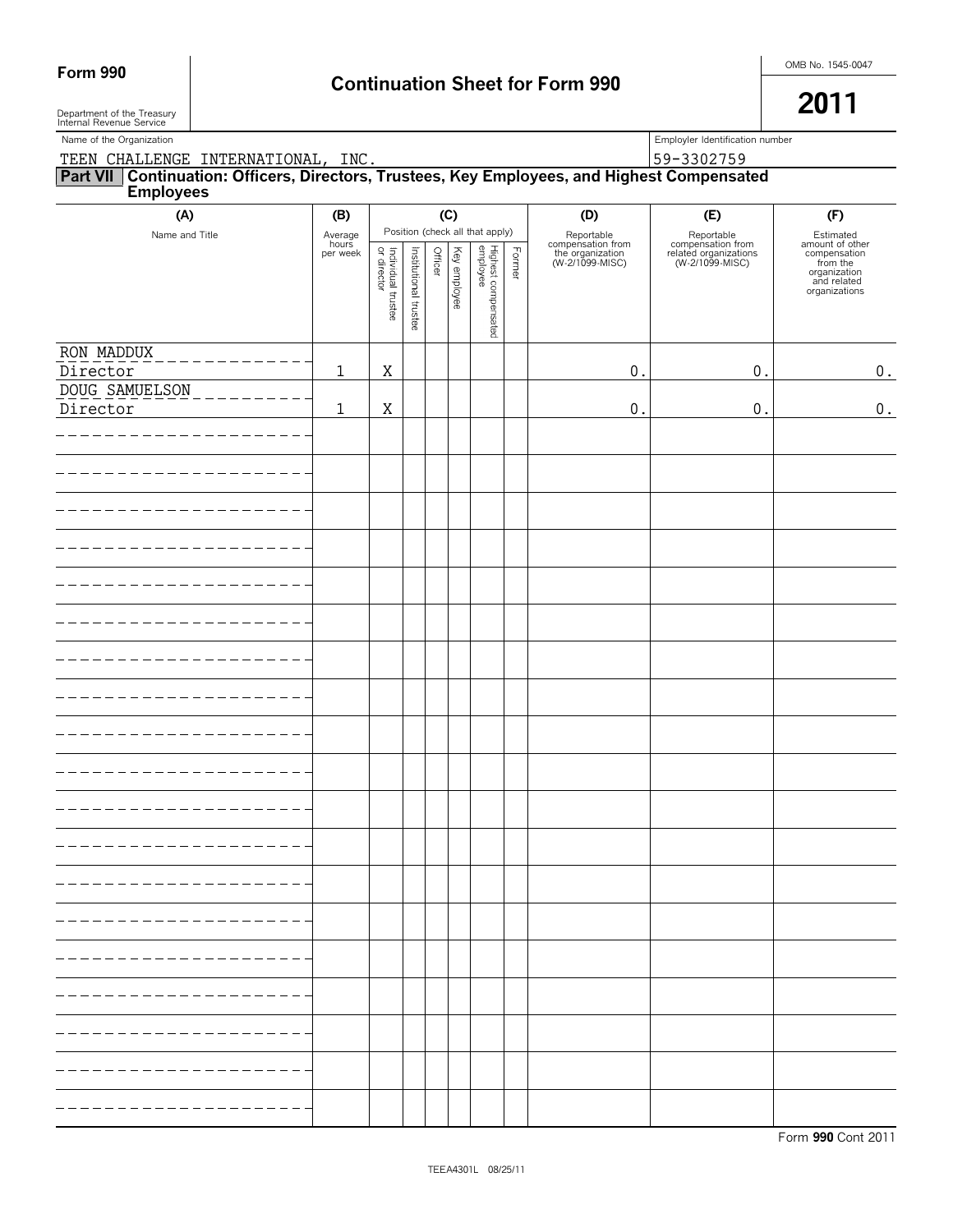**Form 990** — Department of the Treasury, Internal Revenue Service

# Continuation Sheet for Form 990

OMB No. 1545-0047

**2011**

Name of the Organization: TEEN CHALLENGE INTERNATIONAL, INC.

Employer Identification number: 59-3302759

## Part VII Continuation: Officers, Directors, Trustees, Key Employees, and Highest Compensated Employees

| (A) Name and Title | (B) Average hours per week | (C) Individual trustee or director | (C) Institutional trustee | (C) Officer | (C) Key employee | (C) Highest compensated employee | (C) Former | (D) Reportable compensation from the organization (W-2/1099-MISC) | (E) Reportable compensation from related organizations (W-2/1099-MISC) | (F) Estimated amount of other compensation from the organization and related organizations |
|---|---|---|---|---|---|---|---|---|---|---|
| RON MADDUX<br>Director | 1 | X | | | | | | 0. | 0. | 0. |
| DOUG SAMUELSON<br>Director | 1 | X | | | | | | 0. | 0. | 0. |

Form **990** Cont 2011

TEEA4301L 08/25/11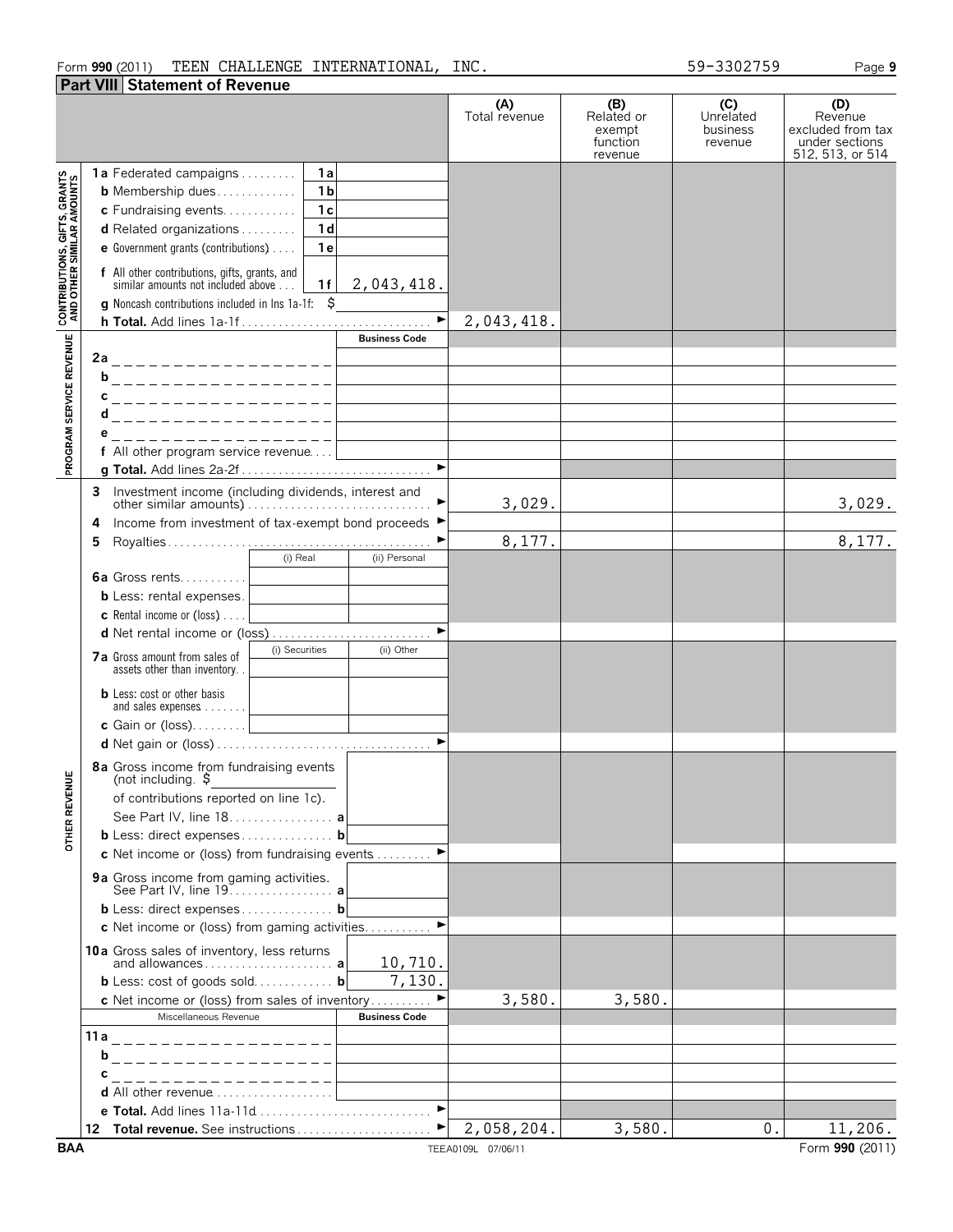Form **990** (2011) TEEN CHALLENGE INTERNATIONAL, INC. 59-3302759

## Part VIII Statement of Revenue

| | | | (A) Total revenue | (B) Related or exempt function revenue | (C) Unrelated business revenue | (D) Revenue excluded from tax under sections 512, 513, or 514 |
|---|---|---|---|---|---|---|
| **CONTRIBUTIONS, GIFTS, GRANTS AND OTHER SIMILAR AMOUNTS** | **1a** Federated campaigns | 1a | | | | |
| | **b** Membership dues | 1b | | | | |
| | **c** Fundraising events | 1c | | | | |
| | **d** Related organizations | 1d | | | | |
| | **e** Government grants (contributions) | 1e | | | | |
| | **f** All other contributions, gifts, grants, and similar amounts not included above | 1f 2,043,418. | | | | |
| | **g** Noncash contributions included in lns 1a-1f: $ | | | | | |
| | **h Total.** Add lines 1a-1f | ► | 2,043,418. | | | |
| **PROGRAM SERVICE REVENUE** | | Business Code | | | | |
| | **2a** | | | | | |
| | **b** | | | | | |
| | **c** | | | | | |
| | **d** | | | | | |
| | **e** | | | | | |
| | **f** All other program service revenue | | | | | |
| | **g Total.** Add lines 2a-2f | ► | | | | |
| **OTHER REVENUE** | **3** Investment income (including dividends, interest and other similar amounts) | ► | 3,029. | | | 3,029. |
| | **4** Income from investment of tax-exempt bond proceeds | ► | | | | |
| | **5** Royalties | ► | 8,177. | | | 8,177. |
| | | (i) Real / (ii) Personal | | | | |
| | **6a** Gross rents | | | | | |
| | **b** Less: rental expenses | | | | | |
| | **c** Rental income or (loss) | | | | | |
| | **d** Net rental income or (loss) | ► | | | | |
| | | (i) Securities / (ii) Other | | | | |
| | **7a** Gross amount from sales of assets other than inventory | | | | | |
| | **b** Less: cost or other basis and sales expenses | | | | | |
| | **c** Gain or (loss) | | | | | |
| | **d** Net gain or (loss) | ► | | | | |
| | **8a** Gross income from fundraising events (not including $ of contributions reported on line 1c). See Part IV, line 18 | a | | | | |
| | **b** Less: direct expenses | b | | | | |
| | **c** Net income or (loss) from fundraising events | ► | | | | |
| | **9a** Gross income from gaming activities. See Part IV, line 19 | a | | | | |
| | **b** Less: direct expenses | b | | | | |
| | **c** Net income or (loss) from gaming activities | ► | | | | |
| | **10a** Gross sales of inventory, less returns and allowances | a 10,710. | | | | |
| | **b** Less: cost of goods sold | b 7,130. | | | | |
| | **c** Net income or (loss) from sales of inventory | ► | 3,580. | 3,580. | | |
| | Miscellaneous Revenue | Business Code | | | | |
| | **11a** | | | | | |
| | **b** | | | | | |
| | **c** | | | | | |
| | **d** All other revenue | | | | | |
| | **e Total.** Add lines 11a-11d | ► | | | | |
| | **12 Total revenue.** See instructions | ► | 2,058,204. | 3,580. | 0. | 11,206. |

BAA TEEA0109L 07/06/11 Form **990** (2011)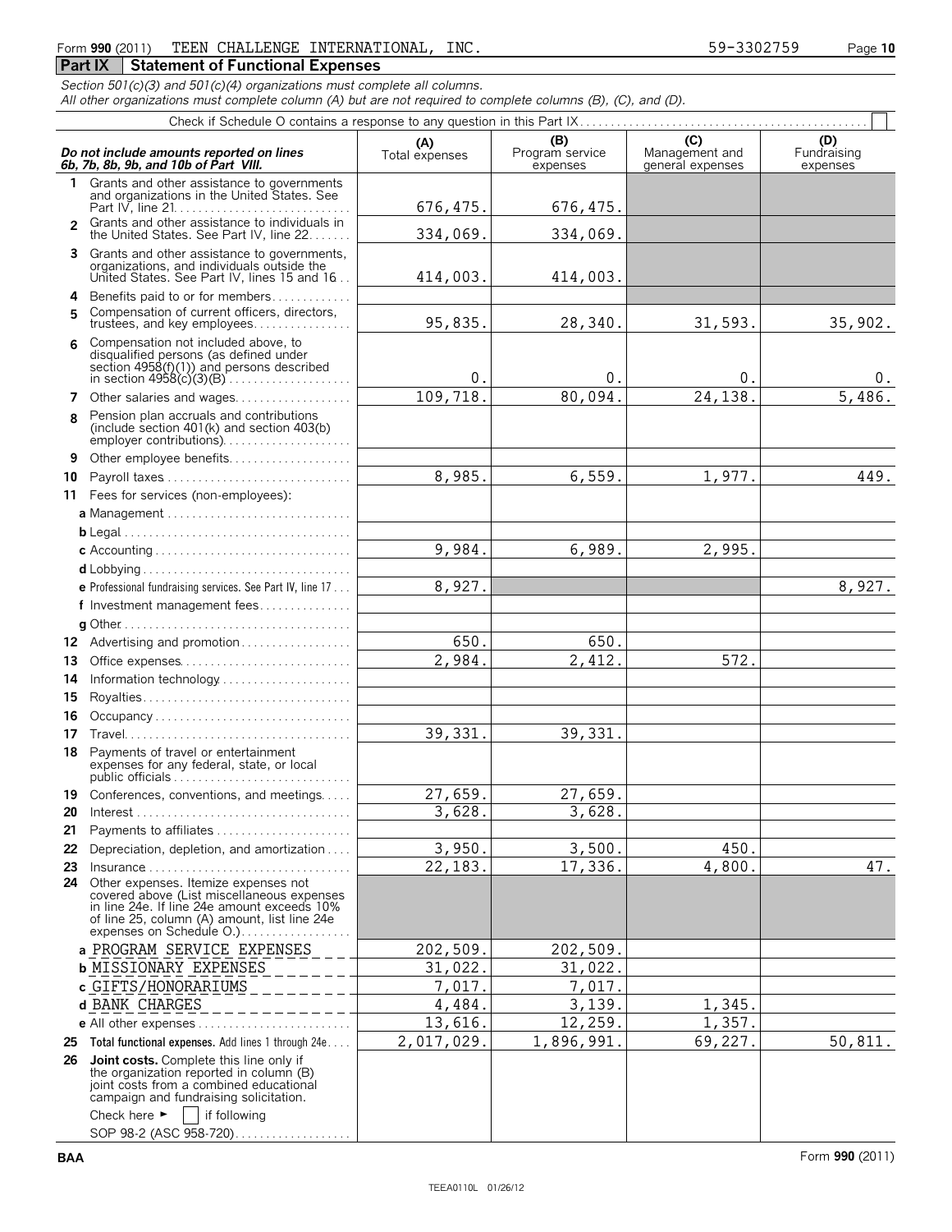Form **990** (2011) TEEN CHALLENGE INTERNATIONAL, INC. 59-3302759 Page **10**

## Part IX Statement of Functional Expenses

*Section 501(c)(3) and 501(c)(4) organizations must complete all columns.*
*All other organizations must complete column (A) but are not required to complete columns (B), (C), and (D).*

Check if Schedule O contains a response to any question in this Part IX . . . . . . . . . . ☐

| *Do not include amounts reported on lines 6b, 7b, 8b, 9b, and 10b of Part VIII.* | (A) Total expenses | (B) Program service expenses | (C) Management and general expenses | (D) Fundraising expenses |
|---|---|---|---|---|
| **1** Grants and other assistance to governments and organizations in the United States. See Part IV, line 21 | 676,475. | 676,475. | | |
| **2** Grants and other assistance to individuals in the United States. See Part IV, line 22 | 334,069. | 334,069. | | |
| **3** Grants and other assistance to governments, organizations, and individuals outside the United States. See Part IV, lines 15 and 16 | 414,003. | 414,003. | | |
| **4** Benefits paid to or for members | | | | |
| **5** Compensation of current officers, directors, trustees, and key employees | 95,835. | 28,340. | 31,593. | 35,902. |
| **6** Compensation not included above, to disqualified persons (as defined under section 4958(f)(1)) and persons described in section 4958(c)(3)(B) | 0. | 0. | 0. | 0. |
| **7** Other salaries and wages | 109,718. | 80,094. | 24,138. | 5,486. |
| **8** Pension plan accruals and contributions (include section 401(k) and section 403(b) employer contributions) | | | | |
| **9** Other employee benefits | | | | |
| **10** Payroll taxes | 8,985. | 6,559. | 1,977. | 449. |
| **11** Fees for services (non-employees): | | | | |
| **a** Management | | | | |
| **b** Legal | | | | |
| **c** Accounting | 9,984. | 6,989. | 2,995. | |
| **d** Lobbying | | | | |
| **e** Professional fundraising services. See Part IV, line 17 | 8,927. | | | 8,927. |
| **f** Investment management fees | | | | |
| **g** Other | | | | |
| **12** Advertising and promotion | 650. | 650. | | |
| **13** Office expenses | 2,984. | 2,412. | 572. | |
| **14** Information technology | | | | |
| **15** Royalties | | | | |
| **16** Occupancy | | | | |
| **17** Travel | 39,331. | 39,331. | | |
| **18** Payments of travel or entertainment expenses for any federal, state, or local public officials | | | | |
| **19** Conferences, conventions, and meetings | 27,659. | 27,659. | | |
| **20** Interest | 3,628. | 3,628. | | |
| **21** Payments to affiliates | | | | |
| **22** Depreciation, depletion, and amortization | 3,950. | 3,500. | 450. | |
| **23** Insurance | 22,183. | 17,336. | 4,800. | 47. |
| **24** Other expenses. Itemize expenses not covered above (List miscellaneous expenses in line 24e. If line 24e amount exceeds 10% of line 25, column (A) amount, list line 24e expenses on Schedule O.) | | | | |
| **a** PROGRAM SERVICE EXPENSES | 202,509. | 202,509. | | |
| **b** MISSIONARY EXPENSES | 31,022. | 31,022. | | |
| **c** GIFTS/HONORARIUMS | 7,017. | 7,017. | | |
| **d** BANK CHARGES | 4,484. | 3,139. | 1,345. | |
| **e** All other expenses | 13,616. | 12,259. | 1,357. | |
| **25 Total functional expenses.** Add lines 1 through 24e | 2,017,029. | 1,896,991. | 69,227. | 50,811. |
| **26 Joint costs.** Complete this line only if the organization reported in column (B) joint costs from a combined educational campaign and fundraising solicitation. Check here ► ☐ if following SOP 98-2 (ASC 958-720) | | | | |

BAA Form **990** (2011)

TEEA0110L 01/26/12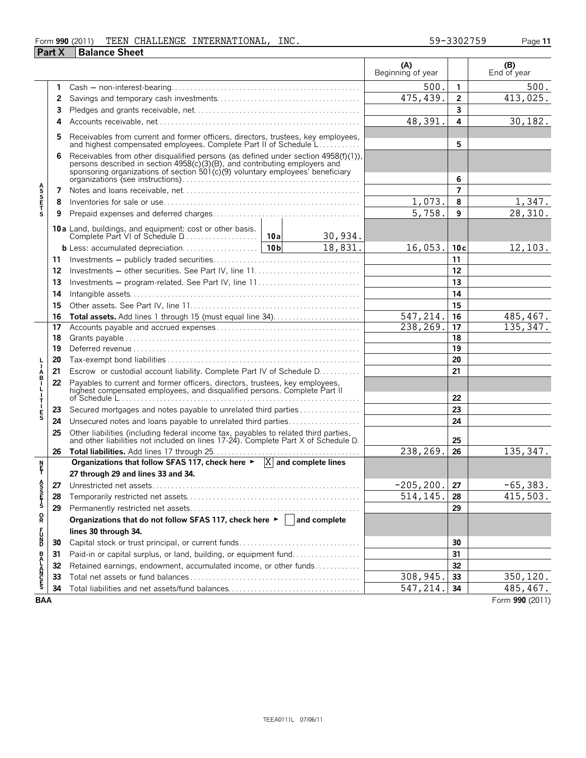Form **990** (2011) TEEN CHALLENGE INTERNATIONAL, INC. 59-3302759

## Part X Balance Sheet

| | | | (A) Beginning of year | | (B) End of year |
|---|---|---|---|---|---|
| **ASSETS** | 1 | Cash — non-interest-bearing | 500. | 1 | 500. |
| | 2 | Savings and temporary cash investments | 475,439. | 2 | 413,025. |
| | 3 | Pledges and grants receivable, net | | 3 | |
| | 4 | Accounts receivable, net | 48,391. | 4 | 30,182. |
| | 5 | Receivables from current and former officers, directors, trustees, key employees, and highest compensated employees. Complete Part II of Schedule L | | 5 | |
| | 6 | Receivables from other disqualified persons (as defined under section 4958(f)(1)), persons described in section 4958(c)(3)(B), and contributing employers and sponsoring organizations of section 501(c)(9) voluntary employees' beneficiary organizations (see instructions) | | 6 | |
| | 7 | Notes and loans receivable, net | | 7 | |
| | 8 | Inventories for sale or use | 1,073. | 8 | 1,347. |
| | 9 | Prepaid expenses and deferred charges | 5,758. | 9 | 28,310. |
| | 10a | Land, buildings, and equipment: cost or other basis. Complete Part VI of Schedule D — 10a: 30,934. | | | |
| | b | Less: accumulated depreciation — 10b: 18,831. | 16,053. | 10c | 12,103. |
| | 11 | Investments — publicly traded securities | | 11 | |
| | 12 | Investments — other securities. See Part IV, line 11 | | 12 | |
| | 13 | Investments — program-related. See Part IV, line 11 | | 13 | |
| | 14 | Intangible assets | | 14 | |
| | 15 | Other assets. See Part IV, line 11 | | 15 | |
| | 16 | **Total assets.** Add lines 1 through 15 (must equal line 34) | 547,214. | 16 | 485,467. |
| **LIABILITIES** | 17 | Accounts payable and accrued expenses | 238,269. | 17 | 135,347. |
| | 18 | Grants payable | | 18 | |
| | 19 | Deferred revenue | | 19 | |
| | 20 | Tax-exempt bond liabilities | | 20 | |
| | 21 | Escrow or custodial account liability. Complete Part IV of Schedule D | | 21 | |
| | 22 | Payables to current and former officers, directors, trustees, key employees, highest compensated employees, and disqualified persons. Complete Part II of Schedule L | | 22 | |
| | 23 | Secured mortgages and notes payable to unrelated third parties | | 23 | |
| | 24 | Unsecured notes and loans payable to unrelated third parties | | 24 | |
| | 25 | Other liabilities (including federal income tax, payables to related third parties, and other liabilities not included on lines 17-24). Complete Part X of Schedule D | | 25 | |
| | 26 | **Total liabilities.** Add lines 17 through 25 | 238,269. | 26 | 135,347. |
| **NET ASSETS OR FUND BALANCES** | | **Organizations that follow SFAS 117, check here ► [X] and complete lines 27 through 29 and lines 33 and 34.** | | | |
| | 27 | Unrestricted net assets | -205,200. | 27 | -65,383. |
| | 28 | Temporarily restricted net assets | 514,145. | 28 | 415,503. |
| | 29 | Permanently restricted net assets | | 29 | |
| | | **Organizations that do not follow SFAS 117, check here ► [ ] and complete lines 30 through 34.** | | | |
| | 30 | Capital stock or trust principal, or current funds | | 30 | |
| | 31 | Paid-in or capital surplus, or land, building, or equipment fund | | 31 | |
| | 32 | Retained earnings, endowment, accumulated income, or other funds | | 32 | |
| | 33 | Total net assets or fund balances | 308,945. | 33 | 350,120. |
| | 34 | Total liabilities and net assets/fund balances | 547,214. | 34 | 485,467. |

BAA Form **990** (2011)

TEEA0111L 07/06/11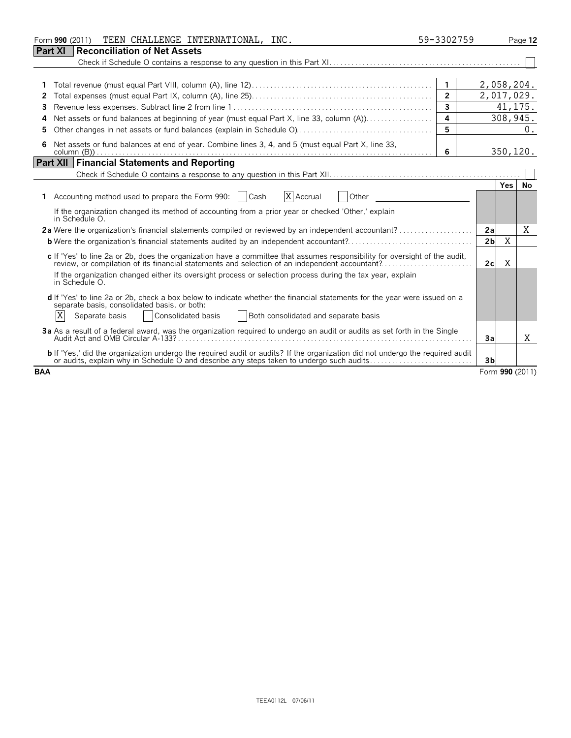Form **990** (2011) TEEN CHALLENGE INTERNATIONAL, INC. 59-3302759 Page **12**

## Part XI Reconciliation of Net Assets

Check if Schedule O contains a response to any question in this Part XI. ☐

| | | | |
|---|---|---|---|
| **1** | Total revenue (must equal Part VIII, column (A), line 12) | 1 | 2,058,204. |
| **2** | Total expenses (must equal Part IX, column (A), line 25) | 2 | 2,017,029. |
| **3** | Revenue less expenses. Subtract line 2 from line 1 | 3 | 41,175. |
| **4** | Net assets or fund balances at beginning of year (must equal Part X, line 33, column (A)) | 4 | 308,945. |
| **5** | Other changes in net assets or fund balances (explain in Schedule O) | 5 | 0. |
| **6** | Net assets or fund balances at end of year. Combine lines 3, 4, and 5 (must equal Part X, line 33, column (B)) | 6 | 350,120. |

## Part XII Financial Statements and Reporting

Check if Schedule O contains a response to any question in this Part XII. ☐

| | | | Yes | No |
|---|---|---|---|---|
| **1** | Accounting method used to prepare the Form 990: ☐ Cash ☒ Accrual ☐ Other<br>If the organization changed its method of accounting from a prior year or checked 'Other,' explain in Schedule O. | | | |
| **2a** | Were the organization's financial statements compiled or reviewed by an independent accountant? | 2a | | X |
| **b** | Were the organization's financial statements audited by an independent accountant? | 2b | X | |
| **c** | If 'Yes' to line 2a or 2b, does the organization have a committee that assumes responsibility for oversight of the audit, review, or compilation of its financial statements and selection of an independent accountant? | 2c | X | |
| | If the organization changed either its oversight process or selection process during the tax year, explain in Schedule O. | | | |
| **d** | If 'Yes' to line 2a or 2b, check a box below to indicate whether the financial statements for the year were issued on a separate basis, consolidated basis, or both:<br>☒ Separate basis ☐ Consolidated basis ☐ Both consolidated and separate basis | | | |
| **3a** | As a result of a federal award, was the organization required to undergo an audit or audits as set forth in the Single Audit Act and OMB Circular A-133? | 3a | | X |
| **b** | If 'Yes,' did the organization undergo the required audit or audits? If the organization did not undergo the required audit or audits, explain why in Schedule O and describe any steps taken to undergo such audits | 3b | | |

**BAA** Form **990** (2011)

TEEA0112L 07/06/11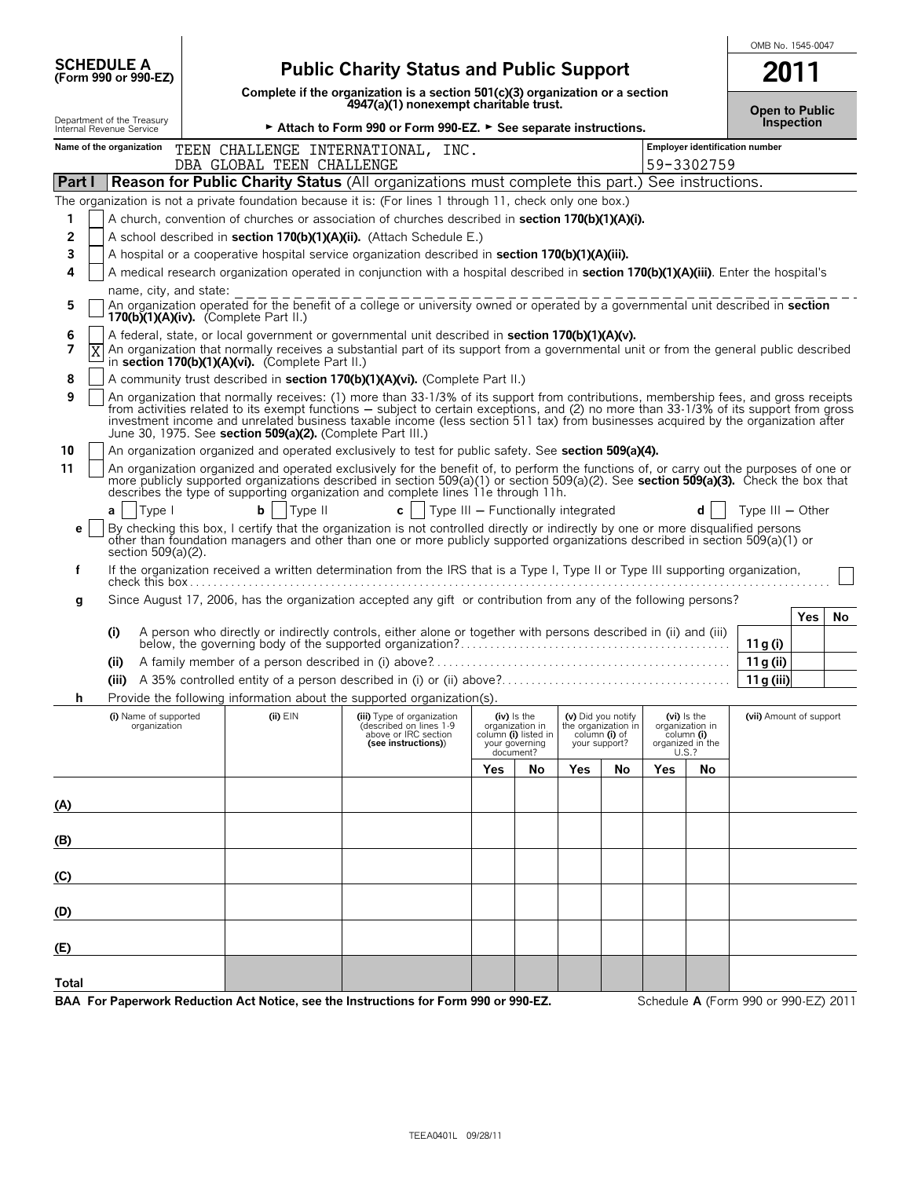**SCHEDULE A**
**(Form 990 or 990-EZ)**

Department of the Treasury
Internal Revenue Service

# Public Charity Status and Public Support

**Complete if the organization is a section 501(c)(3) organization or a section 4947(a)(1) nonexempt charitable trust.**

► **Attach to Form 990 or Form 990-EZ.** ► **See separate instructions.**

OMB No. 1545-0047

**2011**

**Open to Public Inspection**

| Name of the organization | Employer identification number |
|---|---|
| TEEN CHALLENGE INTERNATIONAL, INC. DBA GLOBAL TEEN CHALLENGE | 59-3302759 |

## Part I — Reason for Public Charity Status (All organizations must complete this part.) See instructions.

The organization is not a private foundation because it is: (For lines 1 through 11, check only one box.)

1. [ ] A church, convention of churches or association of churches described in **section 170(b)(1)(A)(i).**
2. [ ] A school described in **section 170(b)(1)(A)(ii).** (Attach Schedule E.)
3. [ ] A hospital or a cooperative hospital service organization described in **section 170(b)(1)(A)(iii).**
4. [ ] A medical research organization operated in conjunction with a hospital described in **section 170(b)(1)(A)(iii)**. Enter the hospital's name, city, and state:
5. [ ] An organization operated for the benefit of a college or university owned or operated by a governmental unit described in **section 170(b)(1)(A)(iv).** (Complete Part II.)
6. [ ] A federal, state, or local government or governmental unit described in **section 170(b)(1)(A)(v).**
7. [X] An organization that normally receives a substantial part of its support from a governmental unit or from the general public described in **section 170(b)(1)(A)(vi).** (Complete Part II.)
8. [ ] A community trust described in **section 170(b)(1)(A)(vi).** (Complete Part II.)
9. [ ] An organization that normally receives: (1) more than 33-1/3% of its support from contributions, membership fees, and gross receipts from activities related to its exempt functions — subject to certain exceptions, and (2) no more than 33-1/3% of its support from gross investment income and unrelated business taxable income (less section 511 tax) from businesses acquired by the organization after June 30, 1975. See **section 509(a)(2).** (Complete Part III.)
10. [ ] An organization organized and operated exclusively to test for public safety. See **section 509(a)(4).**
11. [ ] An organization organized and operated exclusively for the benefit of, to perform the functions of, or carry out the purposes of one or more publicly supported organizations described in section 509(a)(1) or section 509(a)(2). See **section 509(a)(3).** Check the box that describes the type of supporting organization and complete lines 11e through 11h.

   **a** [ ] Type I  **b** [ ] Type II  **c** [ ] Type III — Functionally integrated  **d** [ ] Type III — Other

   **e** [ ] By checking this box, I certify that the organization is not controlled directly or indirectly by one or more disqualified persons other than foundation managers and other than one or more publicly supported organizations described in section 509(a)(1) or section 509(a)(2).

   **f** If the organization received a written determination from the IRS that is a Type I, Type II or Type III supporting organization, check this box [ ]

   **g** Since August 17, 2006, has the organization accepted any gift or contribution from any of the following persons?

| | | | Yes | No |
|---|---|---|---|---|
| (i) | A person who directly or indirectly controls, either alone or together with persons described in (ii) and (iii) below, the governing body of the supported organization? | 11g (i) | | |
| (ii) | A family member of a person described in (i) above? | 11g (ii) | | |
| (iii) | A 35% controlled entity of a person described in (i) or (ii) above? | 11g (iii) | | |

   **h** Provide the following information about the supported organization(s).

| (i) Name of supported organization | (ii) EIN | (iii) Type of organization (described on lines 1-9 above or IRC section (see instructions)) | (iv) Is the organization in column (i) listed in your governing document? Yes | No | (v) Did you notify the organization in column (i) of your support? Yes | No | (vi) Is the organization in column (i) organized in the U.S.? Yes | No | (vii) Amount of support |
|---|---|---|---|---|---|---|---|---|---|
| (A) | | | | | | | | | |
| (B) | | | | | | | | | |
| (C) | | | | | | | | | |
| (D) | | | | | | | | | |
| (E) | | | | | | | | | |
| Total | | | | | | | | | |

**BAA For Paperwork Reduction Act Notice, see the Instructions for Form 990 or 990-EZ.**

Schedule **A** (Form 990 or 990-EZ) 2011

TEEA0401L 09/28/11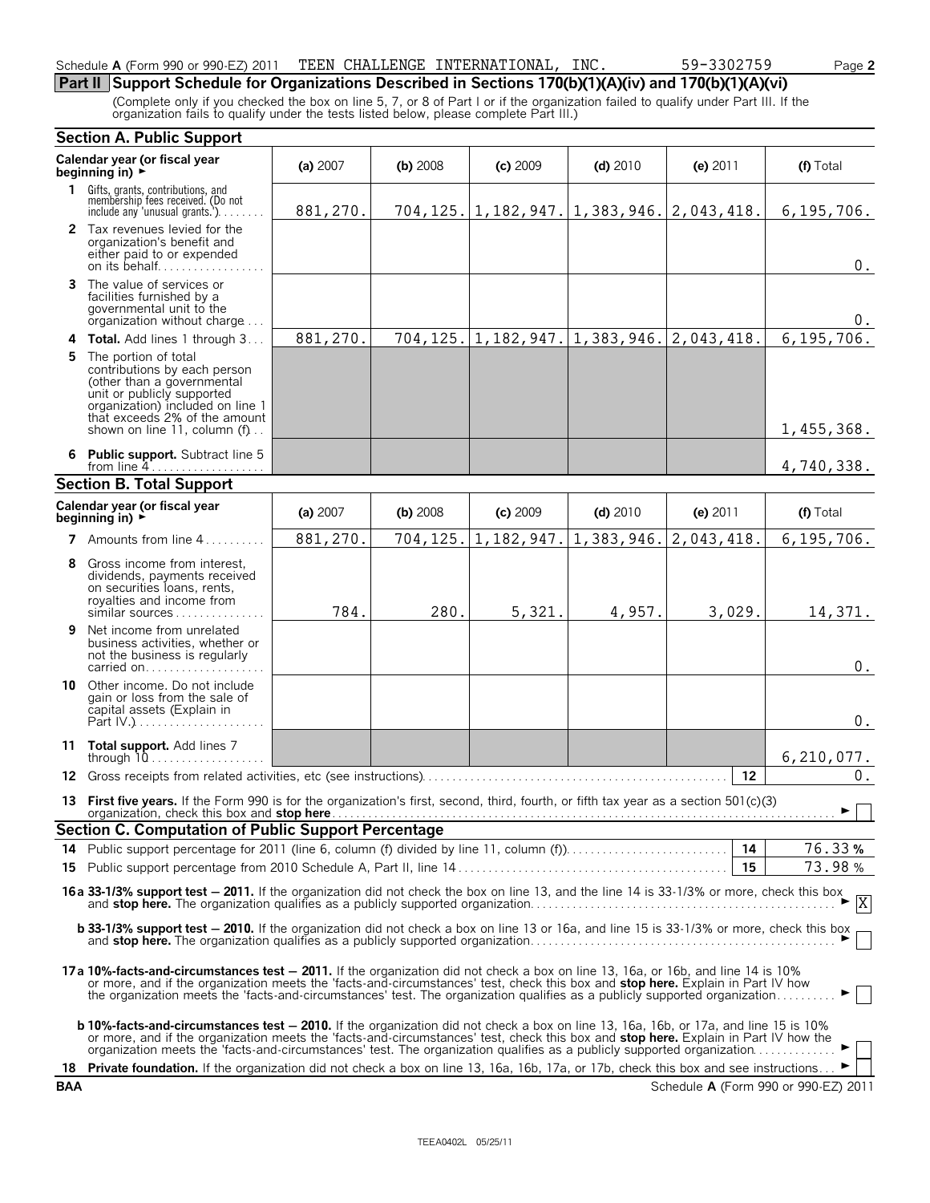Schedule A (Form 990 or 990-EZ) 2011 TEEN CHALLENGE INTERNATIONAL, INC. 59-3302759 Page 2

## Part II Support Schedule for Organizations Described in Sections 170(b)(1)(A)(iv) and 170(b)(1)(A)(vi)

(Complete only if you checked the box on line 5, 7, or 8 of Part I or if the organization failed to qualify under Part III. If the organization fails to qualify under the tests listed below, please complete Part III.)

### Section A. Public Support

| Calendar year (or fiscal year beginning in) ► | (a) 2007 | (b) 2008 | (c) 2009 | (d) 2010 | (e) 2011 | (f) Total |
|---|---|---|---|---|---|---|
| 1 Gifts, grants, contributions, and membership fees received. (Do not include any 'unusual grants.') | 881,270. | 704,125. | 1,182,947. | 1,383,946. | 2,043,418. | 6,195,706. |
| 2 Tax revenues levied for the organization's benefit and either paid to or expended on its behalf | | | | | | 0. |
| 3 The value of services or facilities furnished by a governmental unit to the organization without charge | | | | | | 0. |
| 4 Total. Add lines 1 through 3 | 881,270. | 704,125. | 1,182,947. | 1,383,946. | 2,043,418. | 6,195,706. |
| 5 The portion of total contributions by each person (other than a governmental unit or publicly supported organization) included on line 1 that exceeds 2% of the amount shown on line 11, column (f) | | | | | | 1,455,368. |
| 6 Public support. Subtract line 5 from line 4 | | | | | | 4,740,338. |

### Section B. Total Support

| Calendar year (or fiscal year beginning in) ► | (a) 2007 | (b) 2008 | (c) 2009 | (d) 2010 | (e) 2011 | (f) Total |
|---|---|---|---|---|---|---|
| 7 Amounts from line 4 | 881,270. | 704,125. | 1,182,947. | 1,383,946. | 2,043,418. | 6,195,706. |
| 8 Gross income from interest, dividends, payments received on securities loans, rents, royalties and income from similar sources | 784. | 280. | 5,321. | 4,957. | 3,029. | 14,371. |
| 9 Net income from unrelated business activities, whether or not the business is regularly carried on | | | | | | 0. |
| 10 Other income. Do not include gain or loss from the sale of capital assets (Explain in Part IV.) | | | | | | 0. |
| 11 Total support. Add lines 7 through 10 | | | | | | 6,210,077. |

12 Gross receipts from related activities, etc (see instructions) — 12 — 0.

13 **First five years.** If the Form 990 is for the organization's first, second, third, fourth, or fifth tax year as a section 501(c)(3) organization, check this box and **stop here** ► ☐

### Section C. Computation of Public Support Percentage

14 Public support percentage for 2011 (line 6, column (f) divided by line 11, column (f)) — 14 — 76.33 %

15 Public support percentage from 2010 Schedule A, Part II, line 14 — 15 — 73.98 %

**16a 33-1/3% support test — 2011.** If the organization did not check the box on line 13, and the line 14 is 33-1/3% or more, check this box and **stop here.** The organization qualifies as a publicly supported organization ► ☒

**b 33-1/3% support test — 2010.** If the organization did not check a box on line 13 or 16a, and line 15 is 33-1/3% or more, check this box and **stop here.** The organization qualifies as a publicly supported organization ► ☐

**17a 10%-facts-and-circumstances test — 2011.** If the organization did not check a box on line 13, 16a, or 16b, and line 14 is 10% or more, and if the organization meets the 'facts-and-circumstances' test, check this box and **stop here.** Explain in Part IV how the organization meets the 'facts-and-circumstances' test. The organization qualifies as a publicly supported organization ► ☐

**b 10%-facts-and-circumstances test — 2010.** If the organization did not check a box on line 13, 16a, 16b, or 17a, and line 15 is 10% or more, and if the organization meets the 'facts-and-circumstances' test, check this box and **stop here.** Explain in Part IV how the organization meets the 'facts-and-circumstances' test. The organization qualifies as a publicly supported organization ► ☐

18 **Private foundation.** If the organization did not check a box on line 13, 16a, 16b, 17a, or 17b, check this box and see instructions ► ☐

BAA Schedule A (Form 990 or 990-EZ) 2011

TEEA0402L 05/25/11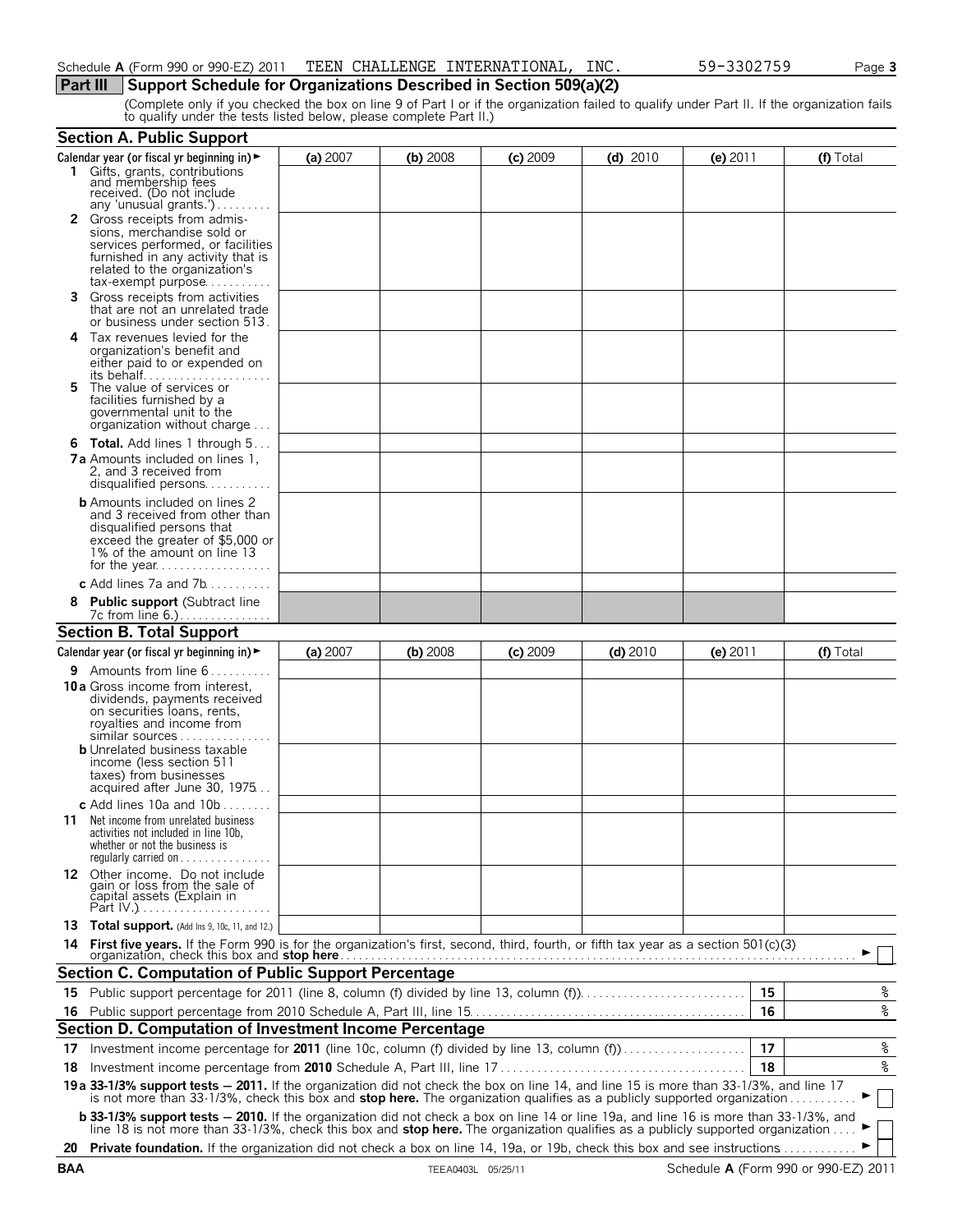Schedule **A** (Form 990 or 990-EZ) 2011 TEEN CHALLENGE INTERNATIONAL, INC. 59-3302759

## Part III Support Schedule for Organizations Described in Section 509(a)(2)

(Complete only if you checked the box on line 9 of Part I or if the organization failed to qualify under Part II. If the organization fails to qualify under the tests listed below, please complete Part II.)

### Section A. Public Support

| Calendar year (or fiscal yr beginning in) ► | (a) 2007 | (b) 2008 | (c) 2009 | (d) 2010 | (e) 2011 | (f) Total |
|---|---|---|---|---|---|---|
| **1** Gifts, grants, contributions and membership fees received. (Do not include any 'unusual grants.') | | | | | | |
| **2** Gross receipts from admissions, merchandise sold or services performed, or facilities furnished in any activity that is related to the organization's tax-exempt purpose | | | | | | |
| **3** Gross receipts from activities that are not an unrelated trade or business under section 513 | | | | | | |
| **4** Tax revenues levied for the organization's benefit and either paid to or expended on its behalf | | | | | | |
| **5** The value of services or facilities furnished by a governmental unit to the organization without charge | | | | | | |
| **6** **Total.** Add lines 1 through 5 | | | | | | |
| **7a** Amounts included on lines 1, 2, and 3 received from disqualified persons | | | | | | |
| **b** Amounts included on lines 2 and 3 received from other than disqualified persons that exceed the greater of $5,000 or 1% of the amount on line 13 for the year | | | | | | |
| **c** Add lines 7a and 7b | | | | | | |
| **8** **Public support** (Subtract line 7c from line 6.) | | | | | | |

### Section B. Total Support

| Calendar year (or fiscal yr beginning in) ► | (a) 2007 | (b) 2008 | (c) 2009 | (d) 2010 | (e) 2011 | (f) Total |
|---|---|---|---|---|---|---|
| **9** Amounts from line 6 | | | | | | |
| **10a** Gross income from interest, dividends, payments received on securities loans, rents, royalties and income from similar sources | | | | | | |
| **b** Unrelated business taxable income (less section 511 taxes) from businesses acquired after June 30, 1975 | | | | | | |
| **c** Add lines 10a and 10b | | | | | | |
| **11** Net income from unrelated business activities not included in line 10b, whether or not the business is regularly carried on | | | | | | |
| **12** Other income. Do not include gain or loss from the sale of capital assets (Explain in Part IV.) | | | | | | |
| **13** **Total support.** (Add lns 9, 10c, 11, and 12.) | | | | | | |

**14** **First five years.** If the Form 990 is for the organization's first, second, third, fourth, or fifth tax year as a section 501(c)(3) organization, check this box and **stop here** ► ☐

### Section C. Computation of Public Support Percentage

| | | | |
|---|---|---|---|
| **15** | Public support percentage for 2011 (line 8, column (f) divided by line 13, column (f)) | 15 | % |
| **16** | Public support percentage from 2010 Schedule A, Part III, line 15 | 16 | % |

### Section D. Computation of Investment Income Percentage

| | | | |
|---|---|---|---|
| **17** | Investment income percentage for **2011** (line 10c, column (f) divided by line 13, column (f)) | 17 | % |
| **18** | Investment income percentage from **2010** Schedule A, Part III, line 17 | 18 | % |

**19a** **33-1/3% support tests — 2011.** If the organization did not check the box on line 14, and line 15 is more than 33-1/3%, and line 17 is not more than 33-1/3%, check this box and **stop here.** The organization qualifies as a publicly supported organization ► ☐

**b** **33-1/3% support tests — 2010.** If the organization did not check a box on line 14 or line 19a, and line 16 is more than 33-1/3%, and line 18 is not more than 33-1/3%, check this box and **stop here.** The organization qualifies as a publicly supported organization ► ☐

**20** **Private foundation.** If the organization did not check a box on line 14, 19a, or 19b, check this box and see instructions ► ☐

BAA TEEA0403L 05/25/11 Schedule **A** (Form 990 or 990-EZ) 2011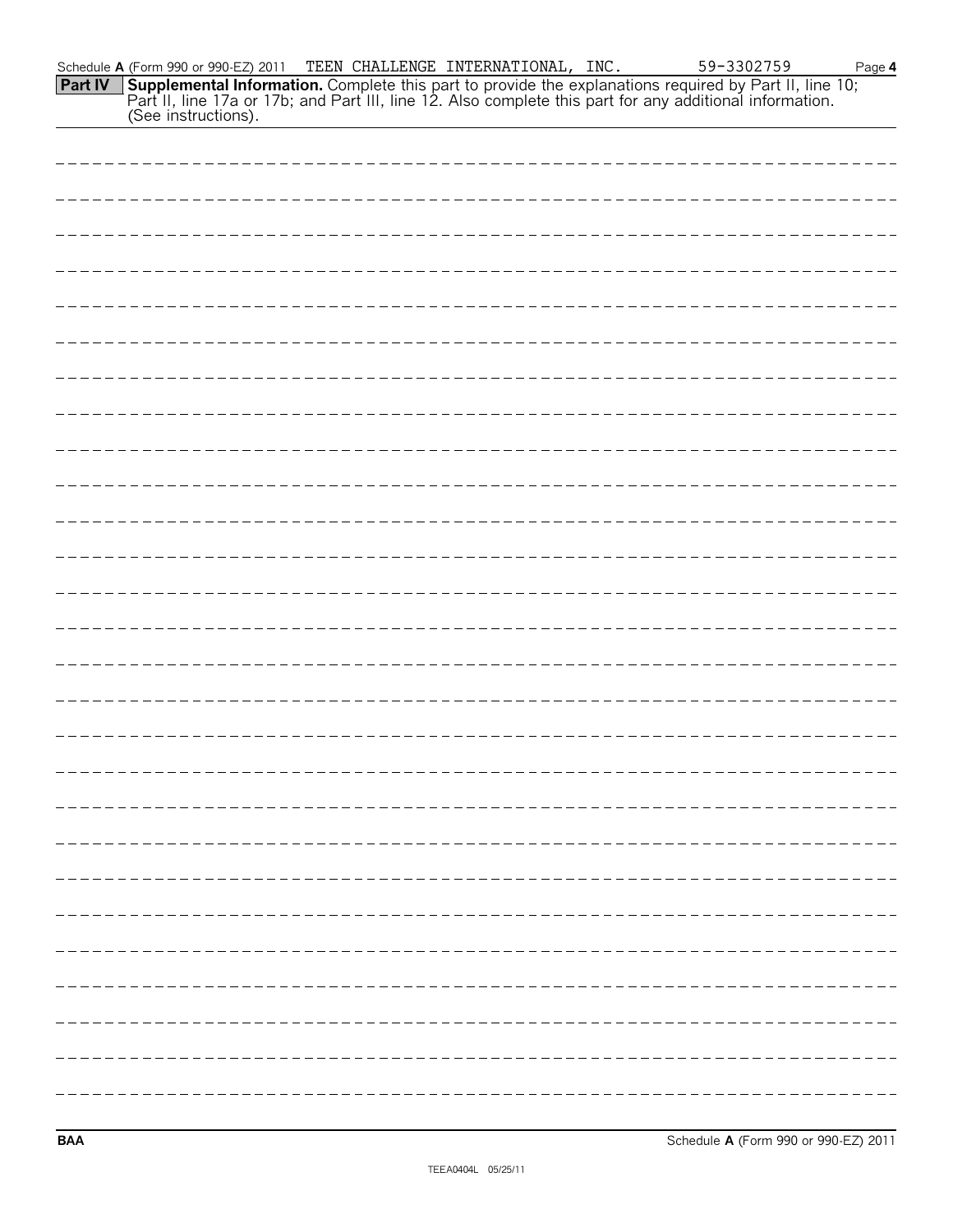Schedule A (Form 990 or 990-EZ) 2011 TEEN CHALLENGE INTERNATIONAL, INC. 59-3302759 Page 4

**Part IV** **Supplemental Information.** Complete this part to provide the explanations required by Part II, line 10; Part II, line 17a or 17b; and Part III, line 12. Also complete this part for any additional information. (See instructions).

**BAA** Schedule A (Form 990 or 990-EZ) 2011

TEEA0404L 05/25/11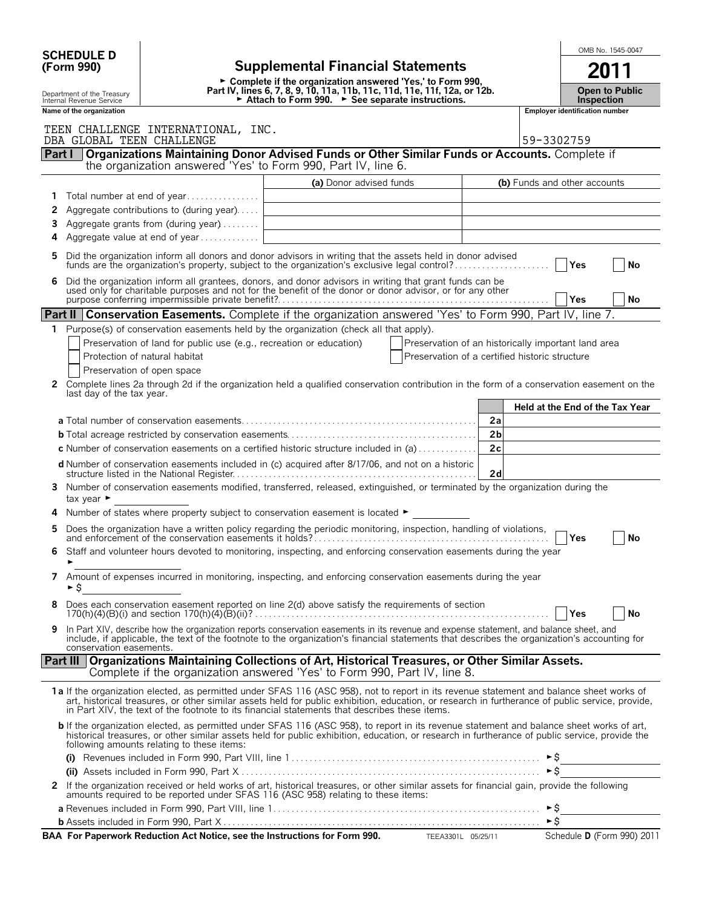**SCHEDULE D (Form 990)**

Department of the Treasury
Internal Revenue Service

# Supplemental Financial Statements

► Complete if the organization answered 'Yes,' to Form 990, Part IV, lines 6, 7, 8, 9, 10, 11a, 11b, 11c, 11d, 11e, 11f, 12a, or 12b.
► Attach to Form 990. ► See separate instructions.

OMB No. 1545-0047

**2011**

**Open to Public Inspection**

**Name of the organization**

TEEN CHALLENGE INTERNATIONAL, INC.
DBA GLOBAL TEEN CHALLENGE

**Employer identification number**

59-3302759

## Part I Organizations Maintaining Donor Advised Funds or Other Similar Funds or Accounts. 

Complete if the organization answered 'Yes' to Form 990, Part IV, line 6.

| | | (a) Donor advised funds | (b) Funds and other accounts |
|---|---|---|---|
| 1 | Total number at end of year | | |
| 2 | Aggregate contributions to (during year) | | |
| 3 | Aggregate grants from (during year) | | |
| 4 | Aggregate value at end of year | | |

5 Did the organization inform all donors and donor advisors in writing that the assets held in donor advised funds are the organization's property, subject to the organization's exclusive legal control? Yes No

6 Did the organization inform all grantees, donors, and donor advisors in writing that grant funds can be used only for charitable purposes and not for the benefit of the donor or donor advisor, or for any other purpose conferring impermissible private benefit? Yes No

## Part II Conservation Easements. 

Complete if the organization answered 'Yes' to Form 990, Part IV, line 7.

1 Purpose(s) of conservation easements held by the organization (check all that apply).

- Preservation of land for public use (e.g., recreation or education)
- Protection of natural habitat
- Preservation of open space
- Preservation of an historically important land area
- Preservation of a certified historic structure

2 Complete lines 2a through 2d if the organization held a qualified conservation contribution in the form of a conservation easement on the last day of the tax year.

| | | Held at the End of the Tax Year |
|---|---|---|
| **a** Total number of conservation easements | 2a | |
| **b** Total acreage restricted by conservation easements | 2b | |
| **c** Number of conservation easements on a certified historic structure included in (a) | 2c | |
| **d** Number of conservation easements included in (c) acquired after 8/17/06, and not on a historic structure listed in the National Register | 2d | |

3 Number of conservation easements modified, transferred, released, extinguished, or terminated by the organization during the tax year ►

4 Number of states where property subject to conservation easement is located ►

5 Does the organization have a written policy regarding the periodic monitoring, inspection, handling of violations, and enforcement of the conservation easements it holds? Yes No

6 Staff and volunteer hours devoted to monitoring, inspecting, and enforcing conservation easements during the year ►

7 Amount of expenses incurred in monitoring, inspecting, and enforcing conservation easements during the year ► $

8 Does each conservation easement reported on line 2(d) above satisfy the requirements of section 170(h)(4)(B)(i) and section 170(h)(4)(B)(ii)? Yes No

9 In Part XIV, describe how the organization reports conservation easements in its revenue and expense statement, and balance sheet, and include, if applicable, the text of the footnote to the organization's financial statements that describes the organization's accounting for conservation easements.

## Part III Organizations Maintaining Collections of Art, Historical Treasures, or Other Similar Assets.

Complete if the organization answered 'Yes' to Form 990, Part IV, line 8.

**1a** If the organization elected, as permitted under SFAS 116 (ASC 958), not to report in its revenue statement and balance sheet works of art, historical treasures, or other similar assets held for public exhibition, education, or research in furtherance of public service, provide, in Part XIV, the text of the footnote to its financial statements that describes these items.

**b** If the organization elected, as permitted under SFAS 116 (ASC 958), to report in its revenue statement and balance sheet works of art, historical treasures, or other similar assets held for public exhibition, education, or research in furtherance of public service, provide the following amounts relating to these items:

**(i)** Revenues included in Form 990, Part VIII, line 1 ► $

**(ii)** Assets included in Form 990, Part X ► $

2 If the organization received or held works of art, historical treasures, or other similar assets for financial gain, provide the following amounts required to be reported under SFAS 116 (ASC 958) relating to these items:

**a** Revenues included in Form 990, Part VIII, line 1 ► $

**b** Assets included in Form 990, Part X ► $

**BAA For Paperwork Reduction Act Notice, see the Instructions for Form 990.** TEEA3301L 05/25/11 Schedule **D** (Form 990) 2011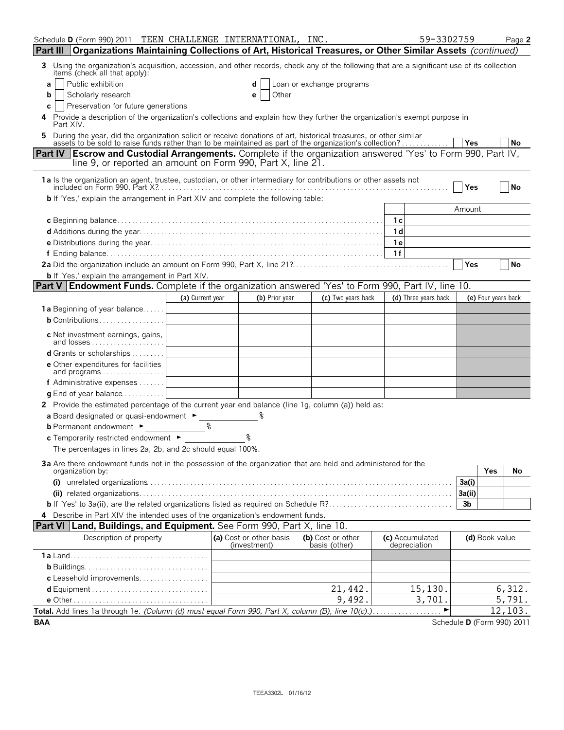Schedule D (Form 990) 2011 TEEN CHALLENGE INTERNATIONAL, INC. 59-3302759 Page 2

## Part III Organizations Maintaining Collections of Art, Historical Treasures, or Other Similar Assets *(continued)*

**3** Using the organization's acquisition, accession, and other records, check any of the following that are a significant use of its collection items (check all that apply):

- **a** ☐ Public exhibition
- **b** ☐ Scholarly research
- **c** ☐ Preservation for future generations
- **d** ☐ Loan or exchange programs
- **e** ☐ Other

**4** Provide a description of the organization's collections and explain how they further the organization's exempt purpose in Part XIV.

**5** During the year, did the organization solicit or receive donations of art, historical treasures, or other similar assets to be sold to raise funds rather than to be maintained as part of the organization's collection? ☐ Yes ☐ No

## Part IV Escrow and Custodial Arrangements.

Complete if the organization answered 'Yes' to Form 990, Part IV, line 9, or reported an amount on Form 990, Part X, line 21.

**1a** Is the organization an agent, trustee, custodian, or other intermediary for contributions or other assets not included on Form 990, Part X? ☐ Yes ☐ No

**b** If 'Yes,' explain the arrangement in Part XIV and complete the following table:

| | | Amount |
|---|---|---|
| **c** Beginning balance | 1c | |
| **d** Additions during the year | 1d | |
| **e** Distributions during the year | 1e | |
| **f** Ending balance | 1f | |

**2a** Did the organization include an amount on Form 990, Part X, line 21? ☐ Yes ☐ No

**b** If 'Yes,' explain the arrangement in Part XIV.

## Part V Endowment Funds.

Complete if the organization answered 'Yes' to Form 990, Part IV, line 10.

| | (a) Current year | (b) Prior year | (c) Two years back | (d) Three years back | (e) Four years back |
|---|---|---|---|---|---|
| **1a** Beginning of year balance | | | | | |
| **b** Contributions | | | | | |
| **c** Net investment earnings, gains, and losses | | | | | |
| **d** Grants or scholarships | | | | | |
| **e** Other expenditures for facilities and programs | | | | | |
| **f** Administrative expenses | | | | | |
| **g** End of year balance | | | | | |

**2** Provide the estimated percentage of the current year end balance (line 1g, column (a)) held as:

**a** Board designated or quasi-endowment ► %

**b** Permanent endowment ► %

**c** Temporarily restricted endowment ► %

The percentages in lines 2a, 2b, and 2c should equal 100%.

**3a** Are there endowment funds not in the possession of the organization that are held and administered for the organization by:

| | | Yes | No |
|---|---|---|---|
| **(i)** unrelated organizations | 3a(i) | | |
| **(ii)** related organizations | 3a(ii) | | |
| **b** If 'Yes' to 3a(ii), are the related organizations listed as required on Schedule R? | 3b | | |

**4** Describe in Part XIV the intended uses of the organization's endowment funds.

## Part VI Land, Buildings, and Equipment.

See Form 990, Part X, line 10.

| Description of property | (a) Cost or other basis (investment) | (b) Cost or other basis (other) | (c) Accumulated depreciation | (d) Book value |
|---|---|---|---|---|
| **1a** Land | | | | |
| **b** Buildings | | | | |
| **c** Leasehold improvements | | | | |
| **d** Equipment | | 21,442. | 15,130. | 6,312. |
| **e** Other | | 9,492. | 3,701. | 5,791. |
| **Total.** Add lines 1a through 1e. *(Column (d) must equal Form 990, Part X, column (B), line 10(c).)* ► | | | | 12,103. |

BAA Schedule D (Form 990) 2011

TEEA3302L 01/16/12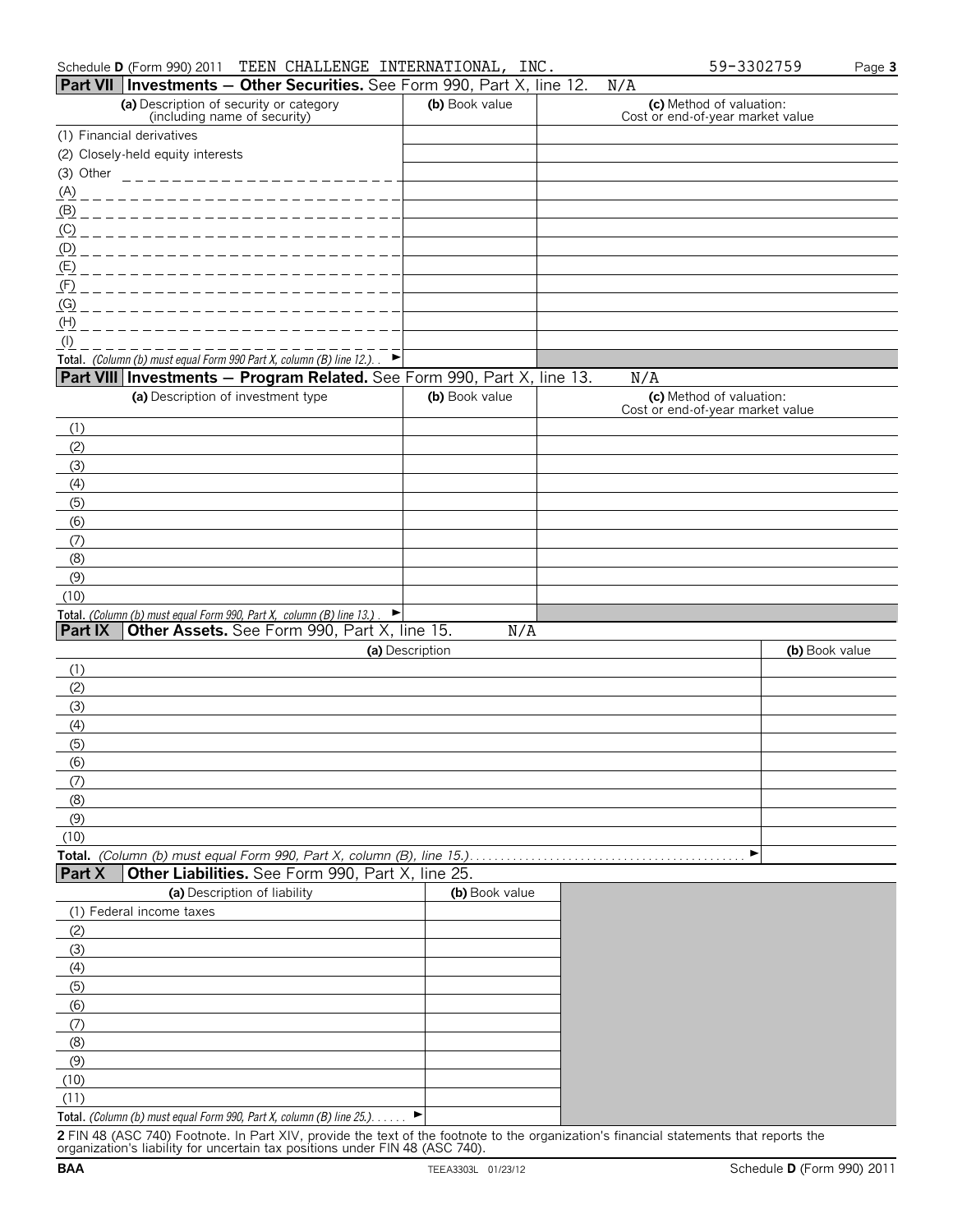Schedule **D** (Form 990) 2011 TEEN CHALLENGE INTERNATIONAL, INC. 59-3302759

## Part VII Investments — Other Securities. See Form 990, Part X, line 12. N/A

| (a) Description of security or category (including name of security) | (b) Book value | (c) Method of valuation: Cost or end-of-year market value |
|---|---|---|
| (1) Financial derivatives | | |
| (2) Closely-held equity interests | | |
| (3) Other | | |
| (A) | | |
| (B) | | |
| (C) | | |
| (D) | | |
| (E) | | |
| (F) | | |
| (G) | | |
| (H) | | |
| (I) | | |
| **Total.** *(Column (b) must equal Form 990 Part X, column (B) line 12.)* ► | | |

## Part VIII Investments — Program Related. See Form 990, Part X, line 13. N/A

| (a) Description of investment type | (b) Book value | (c) Method of valuation: Cost or end-of-year market value |
|---|---|---|
| (1) | | |
| (2) | | |
| (3) | | |
| (4) | | |
| (5) | | |
| (6) | | |
| (7) | | |
| (8) | | |
| (9) | | |
| (10) | | |
| **Total.** *(Column (b) must equal Form 990, Part X, column (B) line 13.)* ► | | |

## Part IX Other Assets. See Form 990, Part X, line 15. N/A

| (a) Description | (b) Book value |
|---|---|
| (1) | |
| (2) | |
| (3) | |
| (4) | |
| (5) | |
| (6) | |
| (7) | |
| (8) | |
| (9) | |
| (10) | |
| **Total.** *(Column (b) must equal Form 990, Part X, column (B), line 15.)* ► | |

## Part X Other Liabilities. See Form 990, Part X, line 25.

| (a) Description of liability | (b) Book value |
|---|---|
| (1) Federal income taxes | |
| (2) | |
| (3) | |
| (4) | |
| (5) | |
| (6) | |
| (7) | |
| (8) | |
| (9) | |
| (10) | |
| (11) | |
| **Total.** *(Column (b) must equal Form 990, Part X, column (B) line 25.)* ► | |

**2** FIN 48 (ASC 740) Footnote. In Part XIV, provide the text of the footnote to the organization's financial statements that reports the organization's liability for uncertain tax positions under FIN 48 (ASC 740).

BAA TEEA3303L 01/23/12 Schedule **D** (Form 990) 2011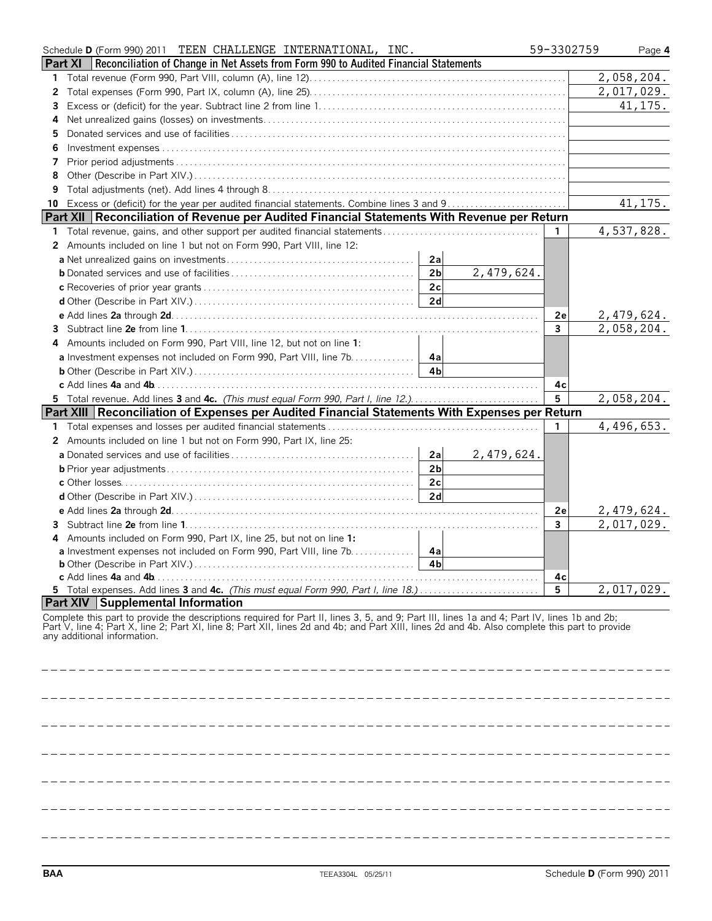Schedule **D** (Form 990) 2011 TEEN CHALLENGE INTERNATIONAL, INC. 59-3302759

## Part XI Reconciliation of Change in Net Assets from Form 990 to Audited Financial Statements

| | | |
|---|---|---|
| 1 | Total revenue (Form 990, Part VIII, column (A), line 12) | 2,058,204. |
| 2 | Total expenses (Form 990, Part IX, column (A), line 25) | 2,017,029. |
| 3 | Excess or (deficit) for the year. Subtract line 2 from line 1 | 41,175. |
| 4 | Net unrealized gains (losses) on investments | |
| 5 | Donated services and use of facilities | |
| 6 | Investment expenses | |
| 7 | Prior period adjustments | |
| 8 | Other (Describe in Part XIV.) | |
| 9 | Total adjustments (net). Add lines 4 through 8 | |
| 10 | Excess or (deficit) for the year per audited financial statements. Combine lines 3 and 9 | 41,175. |

## Part XII Reconciliation of Revenue per Audited Financial Statements With Revenue per Return

| | | | | | |
|---|---|---|---|---|---|
| 1 | Total revenue, gains, and other support per audited financial statements | | | 1 | 4,537,828. |
| 2 | Amounts included on line 1 but not on Form 990, Part VIII, line 12: | | | | |
| | **a** Net unrealized gains on investments | 2a | | | |
| | **b** Donated services and use of facilities | 2b | 2,479,624. | | |
| | **c** Recoveries of prior year grants | 2c | | | |
| | **d** Other (Describe in Part XIV.) | 2d | | | |
| | **e** Add lines **2a** through **2d** | | | 2e | 2,479,624. |
| 3 | Subtract line **2e** from line **1** | | | 3 | 2,058,204. |
| 4 | Amounts included on Form 990, Part VIII, line 12, but not on line **1**: | | | | |
| | **a** Investment expenses not included on Form 990, Part VIII, line 7b | 4a | | | |
| | **b** Other (Describe in Part XIV.) | 4b | | | |
| | **c** Add lines **4a** and **4b** | | | 4c | |
| 5 | Total revenue. Add lines **3** and **4c.** *(This must equal Form 990, Part I, line 12.)* | | | 5 | 2,058,204. |

## Part XIII Reconciliation of Expenses per Audited Financial Statements With Expenses per Return

| | | | | | |
|---|---|---|---|---|---|
| 1 | Total expenses and losses per audited financial statements | | | 1 | 4,496,653. |
| 2 | Amounts included on line 1 but not on Form 990, Part IX, line 25: | | | | |
| | **a** Donated services and use of facilities | 2a | 2,479,624. | | |
| | **b** Prior year adjustments | 2b | | | |
| | **c** Other losses | 2c | | | |
| | **d** Other (Describe in Part XIV.) | 2d | | | |
| | **e** Add lines **2a** through **2d** | | | 2e | 2,479,624. |
| 3 | Subtract line **2e** from line **1** | | | 3 | 2,017,029. |
| 4 | Amounts included on Form 990, Part IX, line 25, but not on line **1:** | | | | |
| | **a** Investment expenses not included on Form 990, Part VIII, line 7b | 4a | | | |
| | **b** Other (Describe in Part XIV.) | 4b | | | |
| | **c** Add lines **4a** and **4b** | | | 4c | |
| 5 | Total expenses. Add lines **3** and **4c.** *(This must equal Form 990, Part I, line 18.)* | | | 5 | 2,017,029. |

## Part XIV Supplemental Information

Complete this part to provide the descriptions required for Part II, lines 3, 5, and 9; Part III, lines 1a and 4; Part IV, lines 1b and 2b; Part V, line 4; Part X, line 2; Part XI, line 8; Part XII, lines 2d and 4b; and Part XIII, lines 2d and 4b. Also complete this part to provide any additional information.

BAA TEEA3304L 05/25/11 Schedule **D** (Form 990) 2011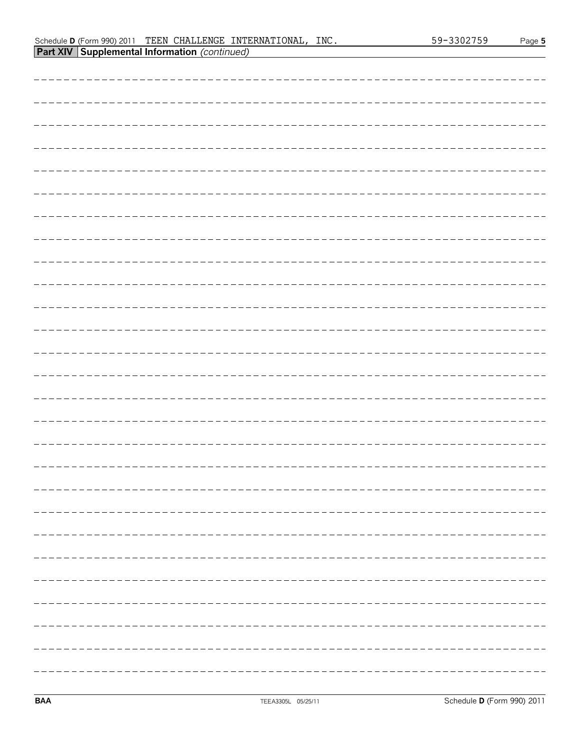Schedule D (Form 990) 2011 TEEN CHALLENGE INTERNATIONAL, INC. 59-3302759

## Part XIV Supplemental Information *(continued)*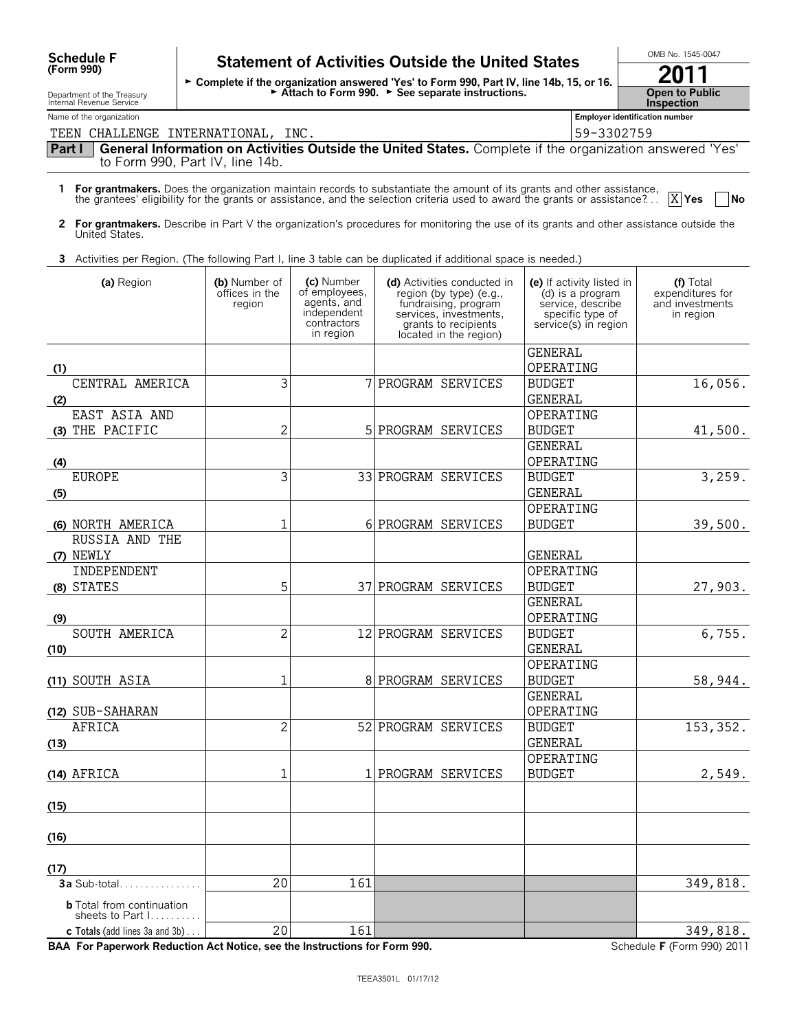**Schedule F (Form 990)**

# Statement of Activities Outside the United States

OMB No. 1545-0047

**2011**

► Complete if the organization answered 'Yes' to Form 990, Part IV, line 14b, 15, or 16.
► Attach to Form 990. ► See separate instructions.

Department of the Treasury
Internal Revenue Service

**Open to Public Inspection**

Name of the organization: TEEN CHALLENGE INTERNATIONAL, INC.

Employer identification number: 59-3302759

**Part I** **General Information on Activities Outside the United States.** Complete if the organization answered 'Yes' to Form 990, Part IV, line 14b.

**1** **For grantmakers.** Does the organization maintain records to substantiate the amount of its grants and other assistance, the grantees' eligibility for the grants or assistance, and the selection criteria used to award the grants or assistance? [X] Yes [ ] No

**2** **For grantmakers.** Describe in Part V the organization's procedures for monitoring the use of its grants and other assistance outside the United States.

**3** Activities per Region. (The following Part I, line 3 table can be duplicated if additional space is needed.)

| | (a) Region | (b) Number of offices in the region | (c) Number of employees, agents, and independent contractors in region | (d) Activities conducted in region (by type) (e.g., fundraising, program services, investments, grants to recipients located in the region) | (e) If activity listed in (d) is a program service, describe specific type of service(s) in region | (f) Total expenditures for and investments in region |
|---|---|---|---|---|---|---|
| (1) | CENTRAL AMERICA | 3 | 7 | PROGRAM SERVICES | GENERAL OPERATING BUDGET | 16,056. |
| (2)–(3) | EAST ASIA AND THE PACIFIC | 2 | 5 | PROGRAM SERVICES | GENERAL OPERATING BUDGET | 41,500. |
| (4) | EUROPE | 3 | 33 | PROGRAM SERVICES | GENERAL OPERATING BUDGET | 3,259. |
| (5)–(6) | NORTH AMERICA | 1 | 6 | PROGRAM SERVICES | GENERAL OPERATING BUDGET | 39,500. |
| (7)–(8) | RUSSIA AND THE NEWLY INDEPENDENT STATES | 5 | 37 | PROGRAM SERVICES | GENERAL OPERATING BUDGET | 27,903. |
| (9) | SOUTH AMERICA | 2 | 12 | PROGRAM SERVICES | GENERAL OPERATING BUDGET | 6,755. |
| (10)–(11) | SOUTH ASIA | 1 | 8 | PROGRAM SERVICES | GENERAL OPERATING BUDGET | 58,944. |
| (12) | SUB-SAHARAN AFRICA | 2 | 52 | PROGRAM SERVICES | GENERAL OPERATING BUDGET | 153,352. |
| (13)–(14) | AFRICA | 1 | 1 | PROGRAM SERVICES | GENERAL OPERATING BUDGET | 2,549. |
| (15) | | | | | | |
| (16) | | | | | | |
| (17) | | | | | | |
| **3a** | Sub-total | 20 | 161 | | | 349,818. |
| **b** | Total from continuation sheets to Part I | | | | | |
| **c** | **Totals** (add lines 3a and 3b) | 20 | 161 | | | 349,818. |

**BAA For Paperwork Reduction Act Notice, see the Instructions for Form 990.** Schedule **F** (Form 990) 2011

TEEA3501L 01/17/12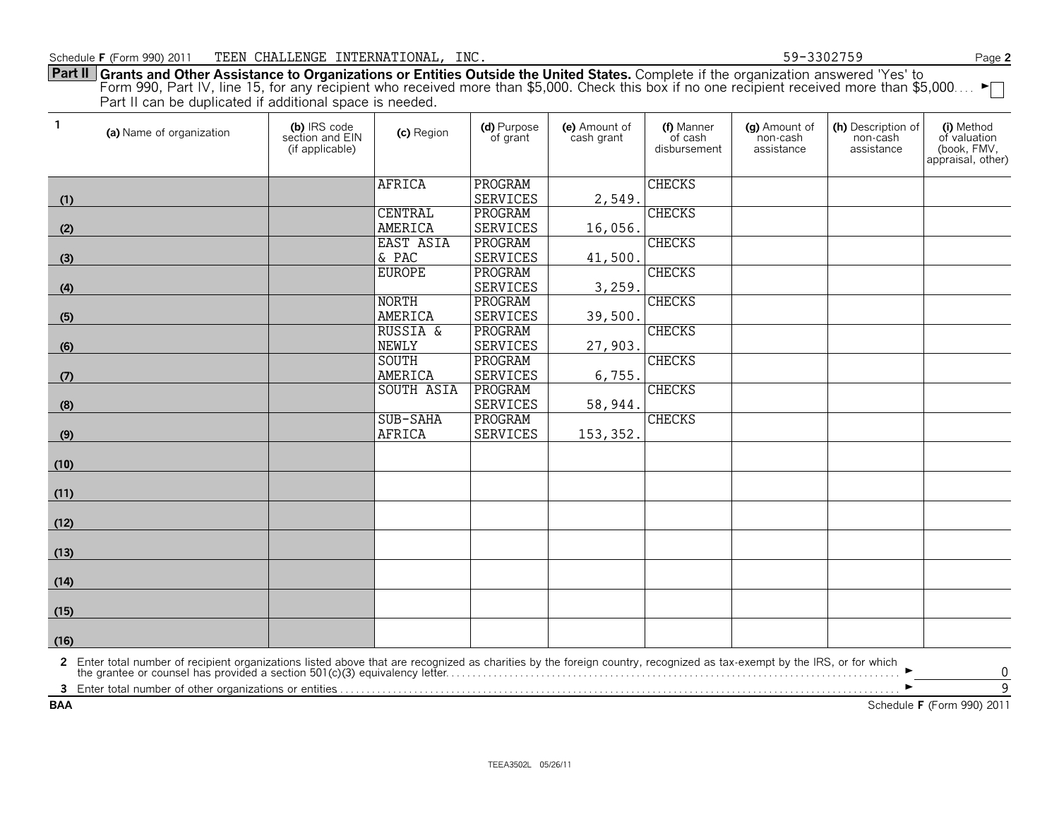Schedule F (Form 990) 2011 TEEN CHALLENGE INTERNATIONAL, INC. 59-3302759

**Part II** **Grants and Other Assistance to Organizations or Entities Outside the United States.** Complete if the organization answered 'Yes' to Form 990, Part IV, line 15, for any recipient who received more than $5,000. Check this box if no one recipient received more than $5,000. . . . ► ☐

Part II can be duplicated if additional space is needed.

| 1 | (a) Name of organization | (b) IRS code section and EIN (if applicable) | (c) Region | (d) Purpose of grant | (e) Amount of cash grant | (f) Manner of cash disbursement | (g) Amount of non-cash assistance | (h) Description of non-cash assistance | (i) Method of valuation (book, FMV, appraisal, other) |
|---|---|---|---|---|---|---|---|---|---|
| (1) | | | AFRICA | PROGRAM SERVICES | 2,549. | CHECKS | | | |
| (2) | | | CENTRAL AMERICA | PROGRAM SERVICES | 16,056. | CHECKS | | | |
| (3) | | | EAST ASIA & PAC | PROGRAM SERVICES | 41,500. | CHECKS | | | |
| (4) | | | EUROPE | PROGRAM SERVICES | 3,259. | CHECKS | | | |
| (5) | | | NORTH AMERICA | PROGRAM SERVICES | 39,500. | CHECKS | | | |
| (6) | | | RUSSIA & NEWLY | PROGRAM SERVICES | 27,903. | CHECKS | | | |
| (7) | | | SOUTH AMERICA | PROGRAM SERVICES | 6,755. | CHECKS | | | |
| (8) | | | SOUTH ASIA | PROGRAM SERVICES | 58,944. | CHECKS | | | |
| (9) | | | SUB-SAHA AFRICA | PROGRAM SERVICES | 153,352. | CHECKS | | | |
| (10) | | | | | | | | | |
| (11) | | | | | | | | | |
| (12) | | | | | | | | | |
| (13) | | | | | | | | | |
| (14) | | | | | | | | | |
| (15) | | | | | | | | | |
| (16) | | | | | | | | | |

**2** Enter total number of recipient organizations listed above that are recognized as charities by the foreign country, recognized as tax-exempt by the IRS, or for which the grantee or counsel has provided a section 501(c)(3) equivalency letter. . . . . ► 0

**3** Enter total number of other organizations or entities . . . . . ► 9

BAA Schedule F (Form 990) 2011

TEEA3502L 05/26/11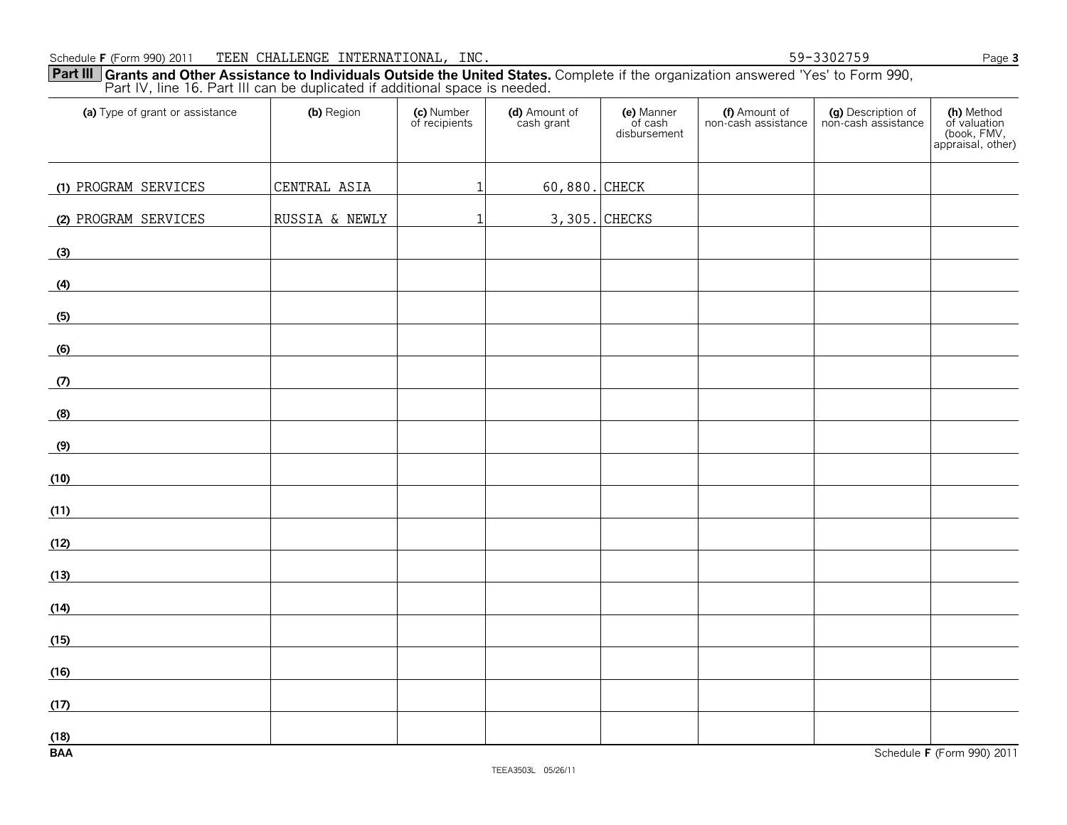Schedule F (Form 990) 2011 TEEN CHALLENGE INTERNATIONAL, INC. 59-3302759

**Part III** **Grants and Other Assistance to Individuals Outside the United States.** Complete if the organization answered 'Yes' to Form 990, Part IV, line 16. Part III can be duplicated if additional space is needed.

| (a) Type of grant or assistance | (b) Region | (c) Number of recipients | (d) Amount of cash grant | (e) Manner of cash disbursement | (f) Amount of non-cash assistance | (g) Description of non-cash assistance | (h) Method of valuation (book, FMV, appraisal, other) |
|---|---|---|---|---|---|---|---|
| (1) PROGRAM SERVICES | CENTRAL ASIA | 1 | 60,880. | CHECK | | | |
| (2) PROGRAM SERVICES | RUSSIA & NEWLY | 1 | 3,305. | CHECKS | | | |
| (3) | | | | | | | |
| (4) | | | | | | | |
| (5) | | | | | | | |
| (6) | | | | | | | |
| (7) | | | | | | | |
| (8) | | | | | | | |
| (9) | | | | | | | |
| (10) | | | | | | | |
| (11) | | | | | | | |
| (12) | | | | | | | |
| (13) | | | | | | | |
| (14) | | | | | | | |
| (15) | | | | | | | |
| (16) | | | | | | | |
| (17) | | | | | | | |
| (18) | | | | | | | |

BAA Schedule F (Form 990) 2011

TEEA3503L 05/26/11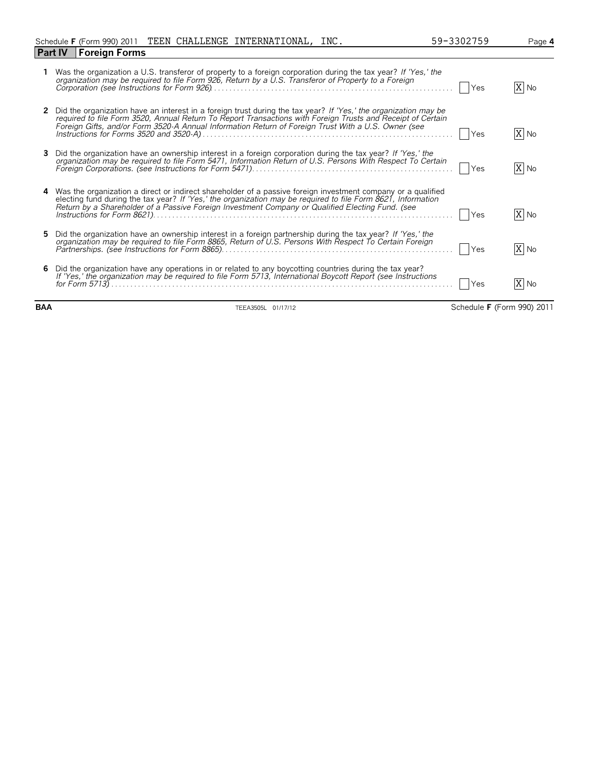Schedule **F** (Form 990) 2011 TEEN CHALLENGE INTERNATIONAL, INC. 59-3302759 Page **4**

## Part IV Foreign Forms

| | | | |
|---|---|---|---|
| **1** | Was the organization a U.S. transferor of property to a foreign corporation during the tax year? *If 'Yes,' the organization may be required to file Form 926, Return by a U.S. Transferor of Property to a Foreign Corporation (see Instructions for Form 926)* | [ ] Yes | [X] No |
| **2** | Did the organization have an interest in a foreign trust during the tax year? *If 'Yes,' the organization may be required to file Form 3520, Annual Return To Report Transactions with Foreign Trusts and Receipt of Certain Foreign Gifts, and/or Form 3520-A Annual Information Return of Foreign Trust With a U.S. Owner (see Instructions for Forms 3520 and 3520-A)* | [ ] Yes | [X] No |
| **3** | Did the organization have an ownership interest in a foreign corporation during the tax year? *If 'Yes,' the organization may be required to file Form 5471, Information Return of U.S. Persons With Respect To Certain Foreign Corporations. (see Instructions for Form 5471)* | [ ] Yes | [X] No |
| **4** | Was the organization a direct or indirect shareholder of a passive foreign investment company or a qualified electing fund during the tax year? *If 'Yes,' the organization may be required to file Form 8621, Information Return by a Shareholder of a Passive Foreign Investment Company or Qualified Electing Fund. (see Instructions for Form 8621)* | [ ] Yes | [X] No |
| **5** | Did the organization have an ownership interest in a foreign partnership during the tax year? *If 'Yes,' the organization may be required to file Form 8865, Return of U.S. Persons With Respect To Certain Foreign Partnerships. (see Instructions for Form 8865)* | [ ] Yes | [X] No |
| **6** | Did the organization have any operations in or related to any boycotting countries during the tax year? *If 'Yes,' the organization may be required to file Form 5713, International Boycott Report (see Instructions for Form 5713)* | [ ] Yes | [X] No |

**BAA** TEEA3505L 01/17/12 Schedule **F** (Form 990) 2011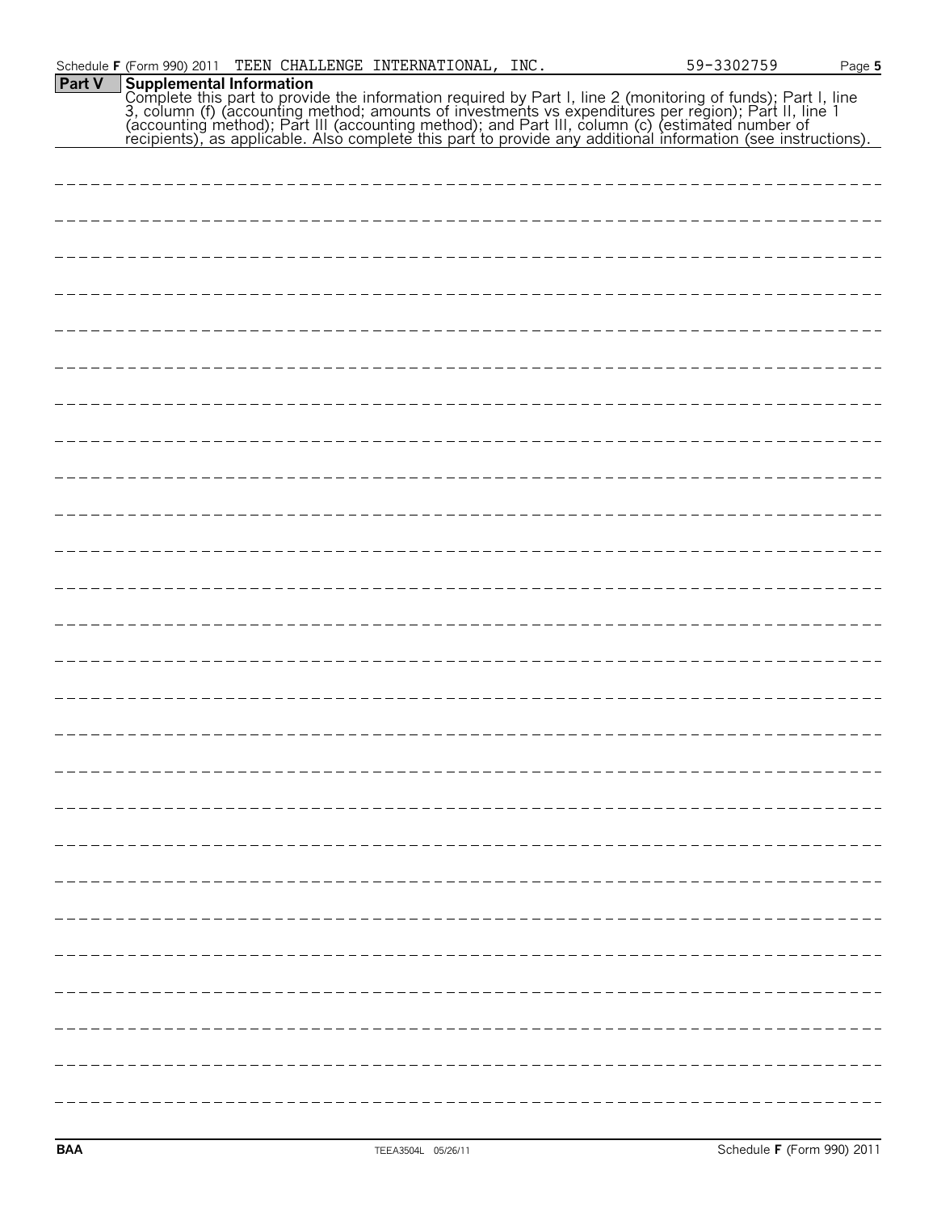## Part V Supplemental Information

Complete this part to provide the information required by Part I, line 2 (monitoring of funds); Part I, line 3, column (f) (accounting method; amounts of investments vs expenditures per region); Part II, line 1 (accounting method); Part III (accounting method); and Part III, column (c) (estimated number of recipients), as applicable. Also complete this part to provide any additional information (see instructions).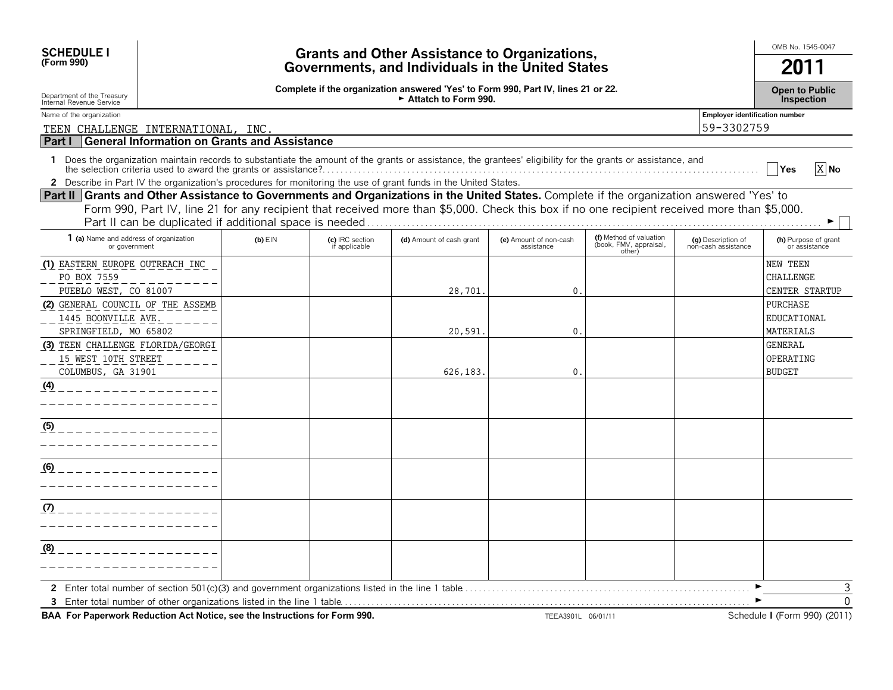**SCHEDULE I**
**(Form 990)**

Department of the Treasury
Internal Revenue Service

# Grants and Other Assistance to Organizations, Governments, and Individuals in the United States

**Complete if the organization answered 'Yes' to Form 990, Part IV, lines 21 or 22.**
► **Attach to Form 990.**

OMB No. 1545-0047

**2011**

**Open to Public Inspection**

Name of the organization: TEEN CHALLENGE INTERNATIONAL, INC.

Employer identification number: 59-3302759

## Part I General Information on Grants and Assistance

1 Does the organization maintain records to substantiate the amount of the grants or assistance, the grantees' eligibility for the grants or assistance, and the selection criteria used to award the grants or assistance? Yes [ ] No [X]

2 Describe in Part IV the organization's procedures for monitoring the use of grant funds in the United States.

## Part II Grants and Other Assistance to Governments and Organizations in the United States.

Complete if the organization answered 'Yes' to Form 990, Part IV, line 21 for any recipient that received more than $5,000. Check this box if no one recipient received more than $5,000. Part II can be duplicated if additional space is needed ► [ ]

| 1 (a) Name and address of organization or government | (b) EIN | (c) IRC section if applicable | (d) Amount of cash grant | (e) Amount of non-cash assistance | (f) Method of valuation (book, FMV, appraisal, other) | (g) Description of non-cash assistance | (h) Purpose of grant or assistance |
|---|---|---|---|---|---|---|---|
| (1) EASTERN EUROPE OUTREACH INC<br>PO BOX 7559<br>PUEBLO WEST, CO 81007 | | | 28,701. | 0. | | | NEW TEEN CHALLENGE CENTER STARTUP |
| (2) GENERAL COUNCIL OF THE ASSEMB<br>1445 BOONVILLE AVE.<br>SPRINGFIELD, MO 65802 | | | 20,591. | 0. | | | PURCHASE EDUCATIONAL MATERIALS |
| (3) TEEN CHALLENGE FLORIDA/GEORGI<br>15 WEST 10TH STREET<br>COLUMBUS, GA 31901 | | | 626,183. | 0. | | | GENERAL OPERATING BUDGET |
| (4) | | | | | | | |
| (5) | | | | | | | |
| (6) | | | | | | | |
| (7) | | | | | | | |
| (8) | | | | | | | |

2 Enter total number of section 501(c)(3) and government organizations listed in the line 1 table ► 3

3 Enter total number of other organizations listed in the line 1 table ► 0

**BAA For Paperwork Reduction Act Notice, see the Instructions for Form 990.** TEEA3901L 06/01/11 Schedule I (Form 990) (2011)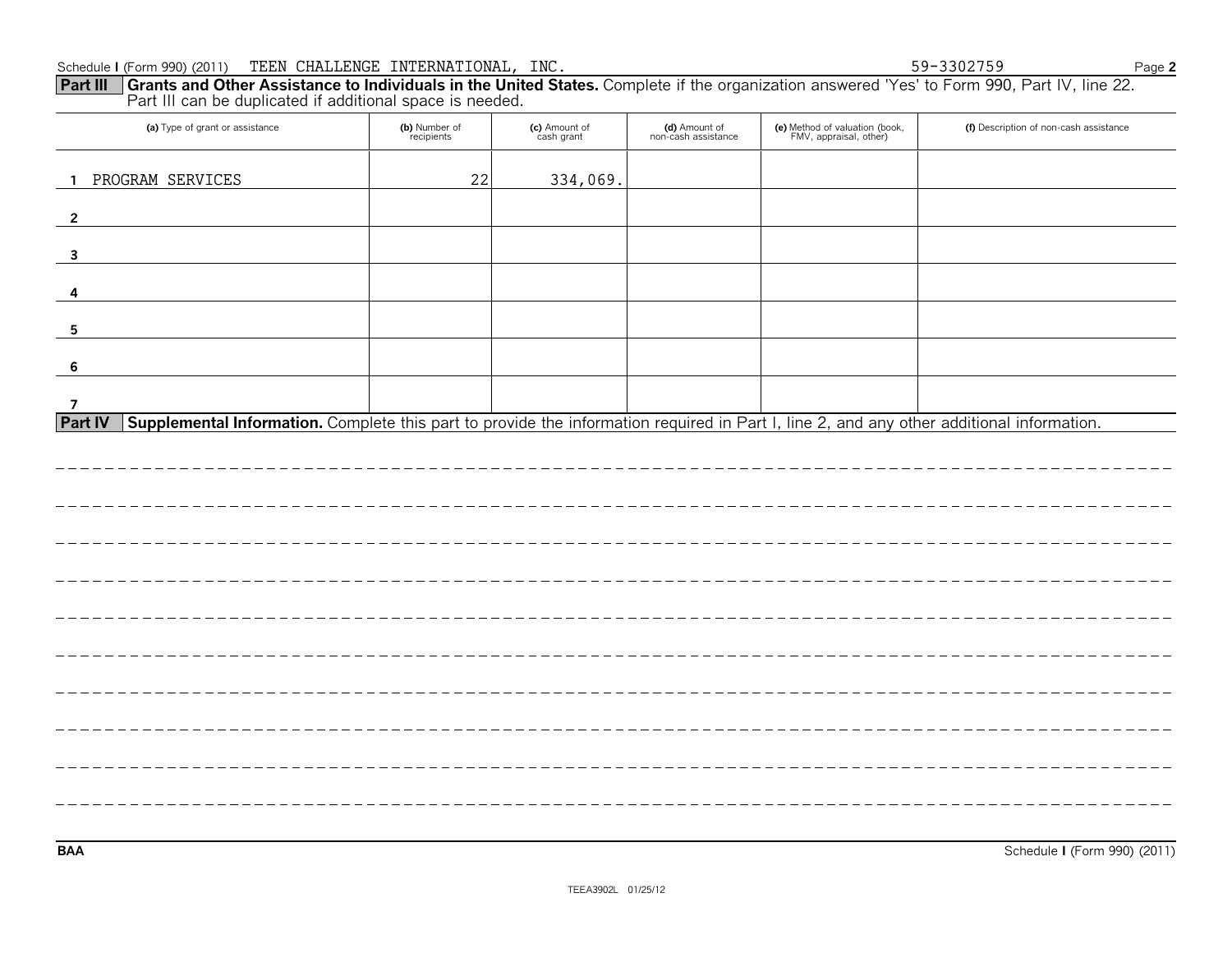Schedule I (Form 990) (2011) TEEN CHALLENGE INTERNATIONAL, INC. 59-3302759

**Part III** **Grants and Other Assistance to Individuals in the United States.** Complete if the organization answered 'Yes' to Form 990, Part IV, line 22. Part III can be duplicated if additional space is needed.

| (a) Type of grant or assistance | (b) Number of recipients | (c) Amount of cash grant | (d) Amount of non-cash assistance | (e) Method of valuation (book, FMV, appraisal, other) | (f) Description of non-cash assistance |
|---|---|---|---|---|---|
| 1 PROGRAM SERVICES | 22 | 334,069. | | | |
| 2 | | | | | |
| 3 | | | | | |
| 4 | | | | | |
| 5 | | | | | |
| 6 | | | | | |
| 7 | | | | | |

**Part IV** **Supplemental Information.** Complete this part to provide the information required in Part I, line 2, and any other additional information.

BAA Schedule I (Form 990) (2011)

TEEA3902L 01/25/12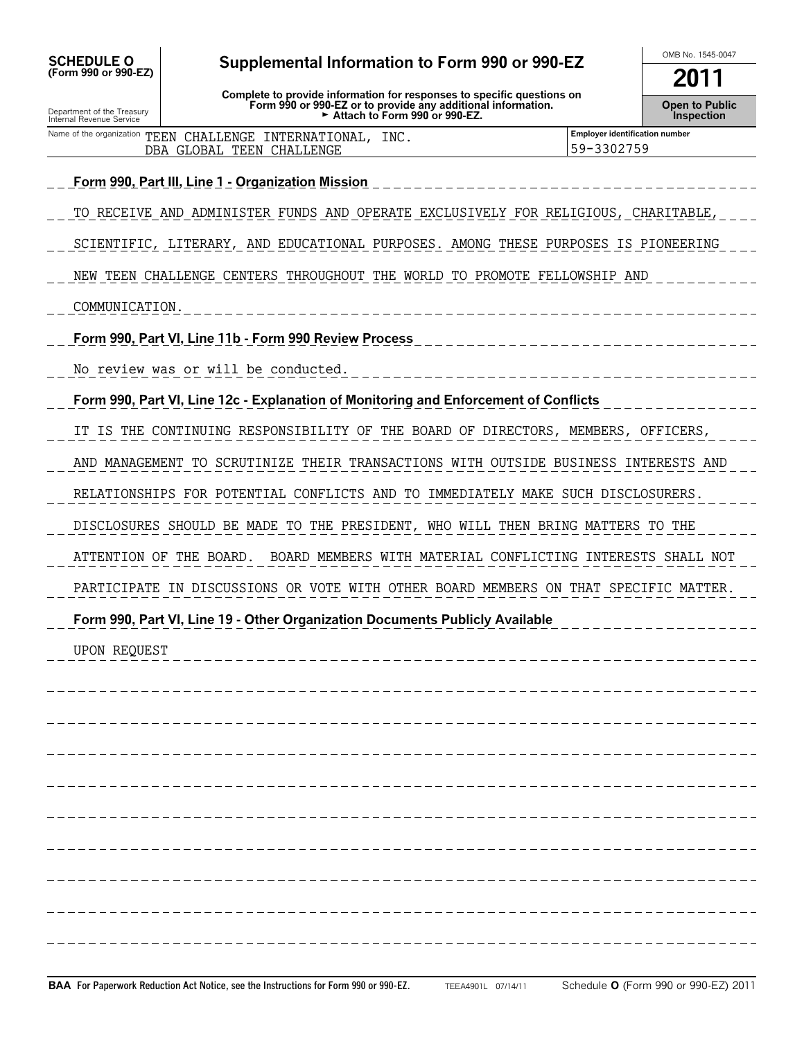**SCHEDULE O**
**(Form 990 or 990-EZ)**

Department of the Treasury
Internal Revenue Service

# Supplemental Information to Form 990 or 990-EZ

**Complete to provide information for responses to specific questions on Form 990 or 990-EZ or to provide any additional information.**
**► Attach to Form 990 or 990-EZ.**

OMB No. 1545-0047

**2011**

**Open to Public Inspection**

| Name of the organization | Employer identification number |
|---|---|
| TEEN CHALLENGE INTERNATIONAL, INC. DBA GLOBAL TEEN CHALLENGE | 59-3302759 |

**Form 990, Part III, Line 1 - Organization Mission**

TO RECEIVE AND ADMINISTER FUNDS AND OPERATE EXCLUSIVELY FOR RELIGIOUS, CHARITABLE, SCIENTIFIC, LITERARY, AND EDUCATIONAL PURPOSES. AMONG THESE PURPOSES IS PIONEERING NEW TEEN CHALLENGE CENTERS THROUGHOUT THE WORLD TO PROMOTE FELLOWSHIP AND COMMUNICATION.

**Form 990, Part VI, Line 11b - Form 990 Review Process**

No review was or will be conducted.

**Form 990, Part VI, Line 12c - Explanation of Monitoring and Enforcement of Conflicts**

IT IS THE CONTINUING RESPONSIBILITY OF THE BOARD OF DIRECTORS, MEMBERS, OFFICERS, AND MANAGEMENT TO SCRUTINIZE THEIR TRANSACTIONS WITH OUTSIDE BUSINESS INTERESTS AND RELATIONSHIPS FOR POTENTIAL CONFLICTS AND TO IMMEDIATELY MAKE SUCH DISCLOSURERS. DISCLOSURES SHOULD BE MADE TO THE PRESIDENT, WHO WILL THEN BRING MATTERS TO THE ATTENTION OF THE BOARD. BOARD MEMBERS WITH MATERIAL CONFLICTING INTERESTS SHALL NOT PARTICIPATE IN DISCUSSIONS OR VOTE WITH OTHER BOARD MEMBERS ON THAT SPECIFIC MATTER.

**Form 990, Part VI, Line 19 - Other Organization Documents Publicly Available**

UPON REQUEST

**BAA For Paperwork Reduction Act Notice, see the Instructions for Form 990 or 990-EZ.** TEEA4901L 07/14/11 Schedule **O** (Form 990 or 990-EZ) 2011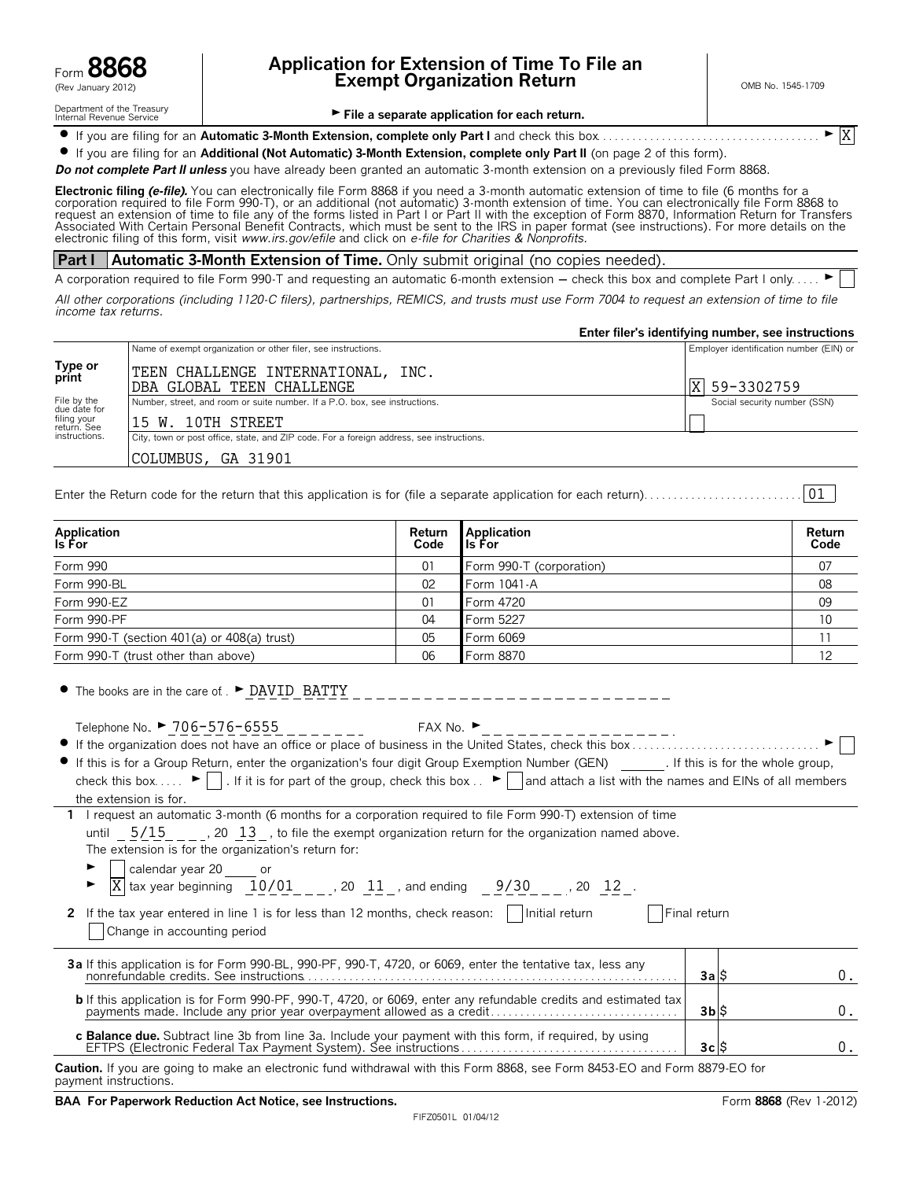Form **8868** (Rev January 2012)

Department of the Treasury Internal Revenue Service

# Application for Extension of Time To File an Exempt Organization Return

OMB No. 1545-1709

► **File a separate application for each return.**

- If you are filing for an **Automatic 3-Month Extension, complete only Part I** and check this box ► [X]
- If you are filing for an **Additional (Not Automatic) 3-Month Extension, complete only Part II** (on page 2 of this form).

***Do not complete Part II unless*** you have already been granted an automatic 3-month extension on a previously filed Form 8868.

**Electronic filing *(e-file)*.** You can electronically file Form 8868 if you need a 3-month automatic extension of time to file (6 months for a corporation required to file Form 990-T), or an additional (not automatic) 3-month extension of time. You can electronically file Form 8868 to request an extension of time to file any of the forms listed in Part I or Part II with the exception of Form 8870, Information Return for Transfers Associated With Certain Personal Benefit Contracts, which must be sent to the IRS in paper format (see instructions). For more details on the electronic filing of this form, visit *www.irs.gov/efile* and click on *e-file for Charities & Nonprofits.*

## Part I Automatic 3-Month Extension of Time. Only submit original (no copies needed).

A corporation required to file Form 990-T and requesting an automatic 6-month extension — check this box and complete Part I only ► [ ]

*All other corporations (including 1120-C filers), partnerships, REMICS, and trusts must use Form 7004 to request an extension of time to file income tax returns.*

**Enter filer's identifying number, see instructions**

Type or print. File by the due date for filing your return. See instructions.

Name of exempt organization or other filer, see instructions.
TEEN CHALLENGE INTERNATIONAL, INC.
DBA GLOBAL TEEN CHALLENGE

Employer identification number (EIN) or [X] 59-3302759

Social security number (SSN) [ ]

Number, street, and room or suite number. If a P.O. box, see instructions.
15 W. 10TH STREET

City, town or post office, state, and ZIP code. For a foreign address, see instructions.
COLUMBUS, GA 31901

Enter the Return code for the return that this application is for (file a separate application for each return) 01

| Application Is For | Return Code | Application Is For | Return Code |
|---|---|---|---|
| Form 990 | 01 | Form 990-T (corporation) | 07 |
| Form 990-BL | 02 | Form 1041-A | 08 |
| Form 990-EZ | 01 | Form 4720 | 09 |
| Form 990-PF | 04 | Form 5227 | 10 |
| Form 990-T (section 401(a) or 408(a) trust) | 05 | Form 6069 | 11 |
| Form 990-T (trust other than above) | 06 | Form 8870 | 12 |

- The books are in the care of ► DAVID BATTY

Telephone No. ► 706-576-6555 FAX No. ►

- If the organization does not have an office or place of business in the United States, check this box ► [ ]
- If this is for a Group Return, enter the organization's four digit Group Exemption Number (GEN) ______. If this is for the whole group, check this box ► [ ]. If it is for part of the group, check this box ► [ ] and attach a list with the names and EINs of all members the extension is for.

**1** I request an automatic 3-month (6 months for a corporation required to file Form 990-T) extension of time until 5/15, 20 13, to file the exempt organization return for the organization named above. The extension is for the organization's return for:

► [ ] calendar year 20 ____ or

► [X] tax year beginning 10/01, 20 11, and ending 9/30, 20 12.

**2** If the tax year entered in line 1 is for less than 12 months, check reason: [ ] Initial return [ ] Final return [ ] Change in accounting period

| | | |
|---|---|---|
| **3a** If this application is for Form 990-BL, 990-PF, 990-T, 4720, or 6069, enter the tentative tax, less any nonrefundable credits. See instructions | 3a | $ 0. |
| **b** If this application is for Form 990-PF, 990-T, 4720, or 6069, enter any refundable credits and estimated tax payments made. Include any prior year overpayment allowed as a credit | 3b | $ 0. |
| **c Balance due.** Subtract line 3b from line 3a. Include your payment with this form, if required, by using EFTPS (Electronic Federal Tax Payment System). See instructions | 3c | $ 0. |

**Caution.** If you are going to make an electronic fund withdrawal with this Form 8868, see Form 8453-EO and Form 8879-EO for payment instructions.

**BAA For Paperwork Reduction Act Notice, see Instructions.** Form **8868** (Rev 1-2012)

FIFZ0501L 01/04/12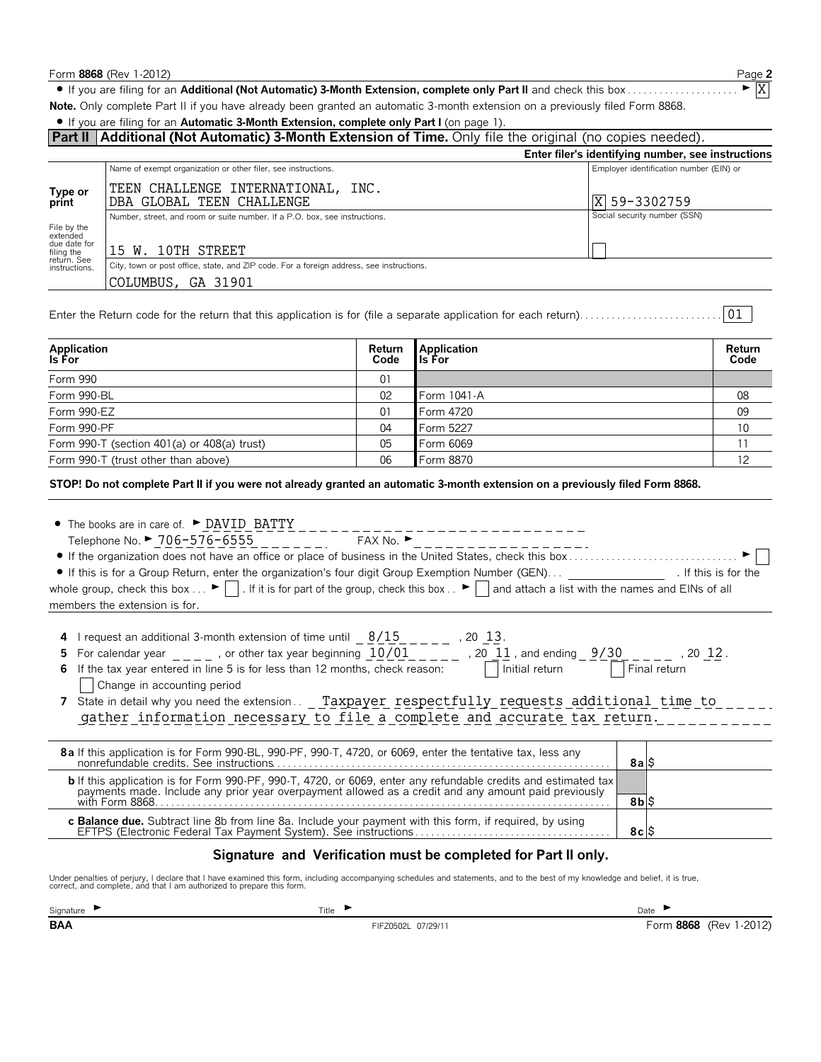Form **8868** (Rev 1-2012)

- If you are filing for an **Additional (Not Automatic) 3-Month Extension, complete only Part II** and check this box ► [X]

**Note.** Only complete Part II if you have already been granted an automatic 3-month extension on a previously filed Form 8868.

- If you are filing for an **Automatic 3-Month Extension, complete only Part I** (on page 1).

## Part II Additional (Not Automatic) 3-Month Extension of Time. Only file the original (no copies needed).

**Enter filer's identifying number, see instructions**

| | | |
|---|---|---|
| **Type or print** | Name of exempt organization or other filer, see instructions.<br>TEEN CHALLENGE INTERNATIONAL, INC.<br>DBA GLOBAL TEEN CHALLENGE | Employer identification number (EIN) or<br>[X] 59-3302759 |
| File by the extended due date for filing the return. See instructions. | Number, street, and room or suite number. If a P.O. box, see instructions.<br>15 W. 10TH STREET | Social security number (SSN)<br>[ ] |
| | City, town or post office, state, and ZIP code. For a foreign address, see instructions.<br>COLUMBUS, GA 31901 | |

Enter the Return code for the return that this application is for (file a separate application for each return) 01

| Application Is For | Return Code | Application Is For | Return Code |
|---|---|---|---|
| Form 990 | 01 | | |
| Form 990-BL | 02 | Form 1041-A | 08 |
| Form 990-EZ | 01 | Form 4720 | 09 |
| Form 990-PF | 04 | Form 5227 | 10 |
| Form 990-T (section 401(a) or 408(a) trust) | 05 | Form 6069 | 11 |
| Form 990-T (trust other than above) | 06 | Form 8870 | 12 |

**STOP! Do not complete Part II if you were not already granted an automatic 3-month extension on a previously filed Form 8868.**

- The books are in care of. ► DAVID BATTY
  Telephone No. ► 706-576-6555 FAX No. ►
- If the organization does not have an office or place of business in the United States, check this box ► [ ]
- If this is for a Group Return, enter the organization's four digit Group Exemption Number (GEN) ______ . If this is for the whole group, check this box ► [ ] . If it is for part of the group, check this box ► [ ] and attach a list with the names and EINs of all members the extension is for.

**4** I request an additional 3-month extension of time until 8/15 , 20 13.

**5** For calendar year ____ , or other tax year beginning 10/01 , 20 11 , and ending 9/30 , 20 12 .

**6** If the tax year entered in line 5 is for less than 12 months, check reason: [ ] Initial return [ ] Final return [ ] Change in accounting period

**7** State in detail why you need the extension Taxpayer respectfully requests additional time to gather information necessary to file a complete and accurate tax return.

| | | |
|---|---|---|
| **8a** If this application is for Form 990-BL, 990-PF, 990-T, 4720, or 6069, enter the tentative tax, less any nonrefundable credits. See instructions | **8a** | $ |
| **b** If this application is for Form 990-PF, 990-T, 4720, or 6069, enter any refundable credits and estimated tax payments made. Include any prior year overpayment allowed as a credit and any amount paid previously with Form 8868 | **8b** | $ |
| **c Balance due.** Subtract line 8b from line 8a. Include your payment with this form, if required, by using EFTPS (Electronic Federal Tax Payment System). See instructions | **8c** | $ |

### Signature and Verification must be completed for Part II only.

Under penalties of perjury, I declare that I have examined this form, including accompanying schedules and statements, and to the best of my knowledge and belief, it is true, correct, and complete, and that I am authorized to prepare this form.

Signature ► Title ► Date ►

**BAA** FIFZ0502L 07/29/11 Form **8868** (Rev 1-2012)